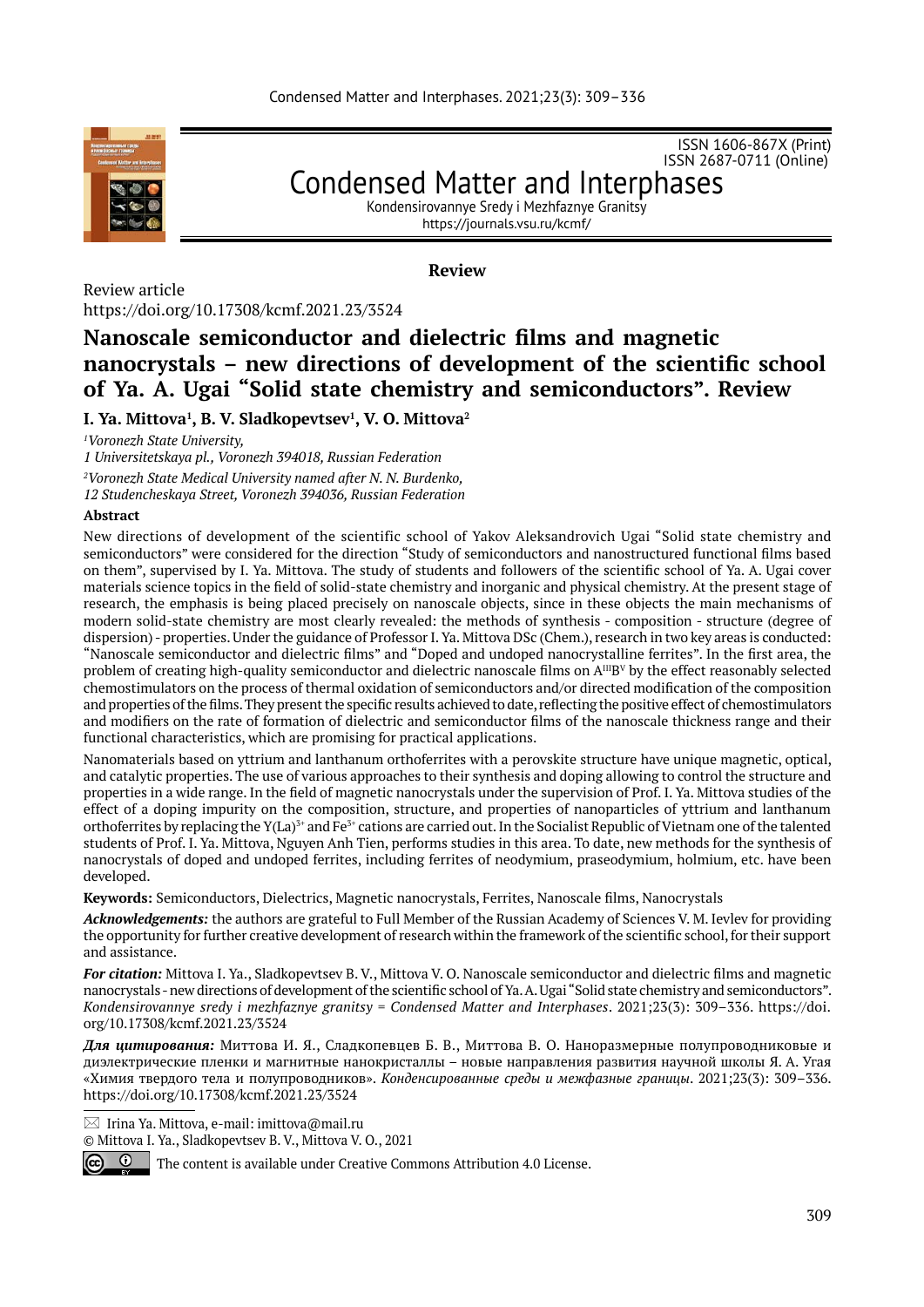ISSN 1606-867X (Print)
ISSN 2687-0711 (Online)

# Condensed Matter and Interphases

Kondensirovannye Sredy i Mezhfaznye Granitsy
https://journals.vsu.ru/kcmf/

**Review**

Review article
https://doi.org/10.17308/kcmf.2021.23/3524

## Nanoscale semiconductor and dielectric films and magnetic nanocrystals – new directions of development of the scientific school of Ya. A. Ugai "Solid state chemistry and semiconductors". Review

**I. Ya. Mittova[1], B. V. Sladkopevtsev[1], V. O. Mittova[2]**

*[1]Voronezh State University,*
*1 Universitetskaya pl., Voronezh 394018, Russian Federation*

*[2]Voronezh State Medical University named after N. N. Burdenko,*
*12 Studencheskaya Street, Voronezh 394036, Russian Federation*

**Abstract**

New directions of development of the scientific school of Yakov Aleksandrovich Ugai "Solid state chemistry and semiconductors" were considered for the direction "Study of semiconductors and nanostructured functional films based on them", supervised by I. Ya. Mittova. The study of students and followers of the scientific school of Ya. A. Ugai cover materials science topics in the field of solid-state chemistry and inorganic and physical chemistry. At the present stage of research, the emphasis is being placed precisely on nanoscale objects, since in these objects the main mechanisms of modern solid-state chemistry are most clearly revealed: the methods of synthesis - composition - structure (degree of dispersion) - properties. Under the guidance of Professor I. Ya. Mittova DSc (Chem.), research in two key areas is conducted: "Nanoscale semiconductor and dielectric films" and "Doped and undoped nanocrystalline ferrites". In the first area, the problem of creating high-quality semiconductor and dielectric nanoscale films on $A^{III}B^{V}$ by the effect reasonably selected chemostimulators on the process of thermal oxidation of semiconductors and/or directed modification of the composition and properties of the films. They present the specific results achieved to date, reflecting the positive effect of chemostimulators and modifiers on the rate of formation of dielectric and semiconductor films of the nanoscale thickness range and their functional characteristics, which are promising for practical applications.

Nanomaterials based on yttrium and lanthanum orthoferrites with a perovskite structure have unique magnetic, optical, and catalytic properties. The use of various approaches to their synthesis and doping allowing to control the structure and properties in a wide range. In the field of magnetic nanocrystals under the supervision of Prof. I. Ya. Mittova studies of the effect of a doping impurity on the composition, structure, and properties of nanoparticles of yttrium and lanthanum orthoferrites by replacing the $Y(La)^{3+}$ and $Fe^{3+}$ cations are carried out. In the Socialist Republic of Vietnam one of the talented students of Prof. I. Ya. Mittova, Nguyen Anh Tien, performs studies in this area. To date, new methods for the synthesis of nanocrystals of doped and undoped ferrites, including ferrites of neodymium, praseodymium, holmium, etc. have been developed.

**Keywords:** Semiconductors, Dielectrics, Magnetic nanocrystals, Ferrites, Nanoscale films, Nanocrystals

***Acknowledgements:*** the authors are grateful to Full Member of the Russian Academy of Sciences V. M. Ievlev for providing the opportunity for further creative development of research within the framework of the scientific school, for their support and assistance.

***For citation:*** Mittova I. Ya., Sladkopevtsev B. V., Mittova V. O. Nanoscale semiconductor and dielectric films and magnetic nanocrystals - new directions of development of the scientific school of Ya. A. Ugai "Solid state chemistry and semiconductors". *Kondensirovannye sredy i mezhfaznye granitsy = Condensed Matter and Interphases*. 2021;23(3): 309–336. https://doi.org/10.17308/kcmf.2021.23/3524

***Для цитирования:*** Миттова И. Я., Сладкопевцев Б. В., Миттова В. О. Наноразмерные полупроводниковые и диэлектрические пленки и магнитные нанокристаллы – новые направления развития научной школы Я. А. Угая «Химия твердого тела и полупроводников». *Конденсированные среды и межфазные границы*. 2021;23(3): 309–336. https://doi.org/10.17308/kcmf.2021.23/3524

✉ Irina Ya. Mittova, e-mail: imittova@mail.ru

© Mittova I. Ya., Sladkopevtsev B. V., Mittova V. O., 2021

The content is available under Creative Commons Attribution 4.0 License.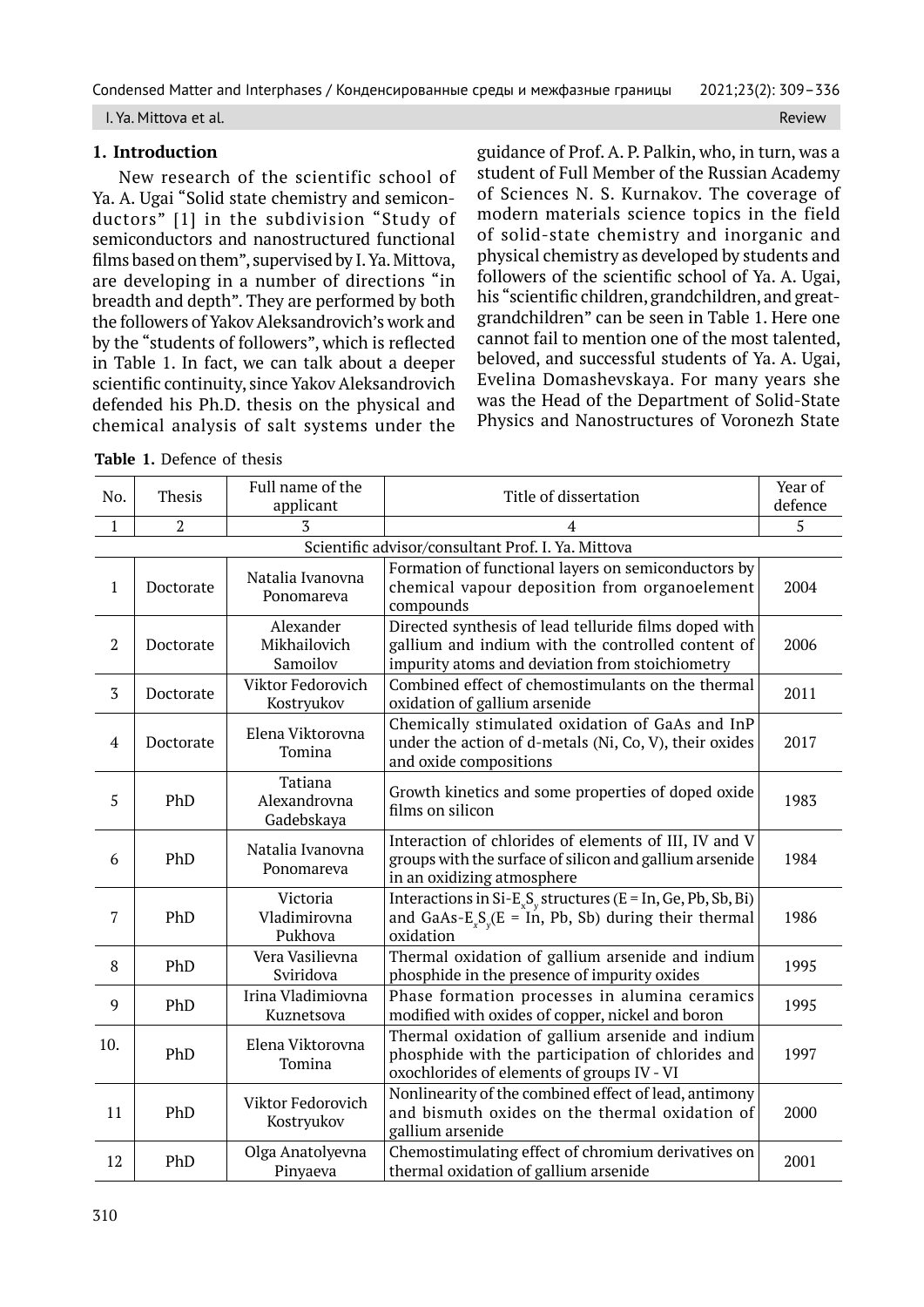## 1. Introduction

New research of the scientific school of Ya. A. Ugai "Solid state chemistry and semiconductors" [1] in the subdivision "Study of semiconductors and nanostructured functional films based on them", supervised by I. Ya. Mittova, are developing in a number of directions "in breadth and depth". They are performed by both the followers of Yakov Aleksandrovich's work and by the "students of followers", which is reflected in Table 1. In fact, we can talk about a deeper scientific continuity, since Yakov Aleksandrovich defended his Ph.D. thesis on the physical and chemical analysis of salt systems under the guidance of Prof. A. P. Palkin, who, in turn, was a student of Full Member of the Russian Academy of Sciences N. S. Kurnakov. The coverage of modern materials science topics in the field of solid-state chemistry and inorganic and physical chemistry as developed by students and followers of the scientific school of Ya. A. Ugai, his "scientific children, grandchildren, and great-grandchildren" can be seen in Table 1. Here one cannot fail to mention one of the most talented, beloved, and successful students of Ya. A. Ugai, Evelina Domashevskaya. For many years she was the Head of the Department of Solid-State Physics and Nanostructures of Voronezh State

**Table 1.** Defence of thesis

| No. | Thesis | Full name of the applicant | Title of dissertation | Year of defence |
|---|---|---|---|---|
| 1 | 2 | 3 | 4 | 5 |
| Scientific advisor/consultant Prof. I. Ya. Mittova | | | | |
| 1 | Doctorate | Natalia Ivanovna Ponomareva | Formation of functional layers on semiconductors by chemical vapour deposition from organoelement compounds | 2004 |
| 2 | Doctorate | Alexander Mikhailovich Samoilov | Directed synthesis of lead telluride films doped with gallium and indium with the controlled content of impurity atoms and deviation from stoichiometry | 2006 |
| 3 | Doctorate | Viktor Fedorovich Kostryukov | Combined effect of chemostimulants on the thermal oxidation of gallium arsenide | 2011 |
| 4 | Doctorate | Elena Viktorovna Tomina | Chemically stimulated oxidation of GaAs and InP under the action of d-metals (Ni, Co, V), their oxides and oxide compositions | 2017 |
| 5 | PhD | Tatiana Alexandrovna Gadebskaya | Growth kinetics and some properties of doped oxide films on silicon | 1983 |
| 6 | PhD | Natalia Ivanovna Ponomareva | Interaction of chlorides of elements of III, IV and V groups with the surface of silicon and gallium arsenide in an oxidizing atmosphere | 1984 |
| 7 | PhD | Victoria Vladimirovna Pukhova | Interactions in Si-$E_xS_y$ structures (E = In, Ge, Pb, Sb, Bi) and GaAs-$E_xS_y$(E = In, Pb, Sb) during their thermal oxidation | 1986 |
| 8 | PhD | Vera Vasilievna Sviridova | Thermal oxidation of gallium arsenide and indium phosphide in the presence of impurity oxides | 1995 |
| 9 | PhD | Irina Vladimiovna Kuznetsova | Phase formation processes in alumina ceramics modified with oxides of copper, nickel and boron | 1995 |
| 10. | PhD | Elena Viktorovna Tomina | Thermal oxidation of gallium arsenide and indium phosphide with the participation of chlorides and oxochlorides of elements of groups IV - VI | 1997 |
| 11 | PhD | Viktor Fedorovich Kostryukov | Nonlinearity of the combined effect of lead, antimony and bismuth oxides on the thermal oxidation of gallium arsenide | 2000 |
| 12 | PhD | Olga Anatolyevna Pinyaeva | Chemostimulating effect of chromium derivatives on thermal oxidation of gallium arsenide | 2001 |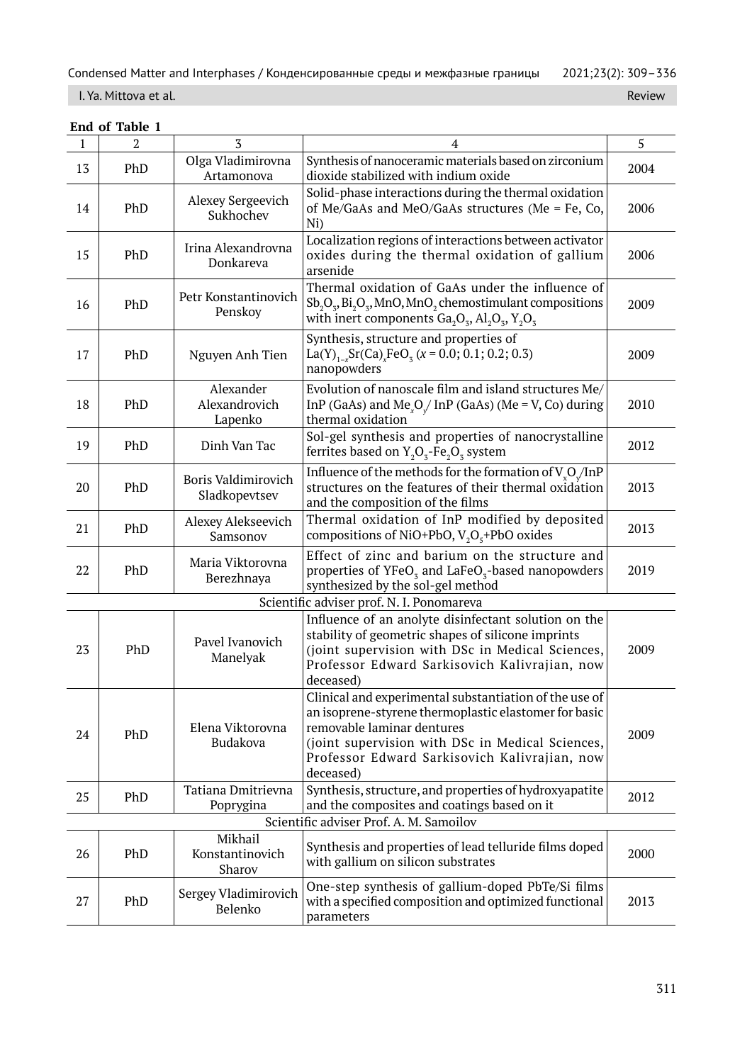**End of Table 1**

| 1 | 2 | 3 | 4 | 5 |
|---|---|---|---|---|
| 13 | PhD | Olga Vladimirovna Artamonova | Synthesis of nanoceramic materials based on zirconium dioxide stabilized with indium oxide | 2004 |
| 14 | PhD | Alexey Sergeevich Sukhochev | Solid-phase interactions during the thermal oxidation of Me/GaAs and MeO/GaAs structures (Me = Fe, Co, Ni) | 2006 |
| 15 | PhD | Irina Alexandrovna Donkareva | Localization regions of interactions between activator oxides during the thermal oxidation of gallium arsenide | 2006 |
| 16 | PhD | Petr Konstantinovich Penskoy | Thermal oxidation of GaAs under the influence of $Sb_2O_3$, $Bi_2O_3$, MnO, $MnO_2$ chemostimulant compositions with inert components $Ga_2O_3$, $Al_2O_3$, $Y_2O_3$ | 2009 |
| 17 | PhD | Nguyen Anh Tien | Synthesis, structure and properties of $La(Y)_{1-x}Sr(Ca)_xFeO_3$ ($x$ = 0.0; 0.1; 0.2; 0.3) nanopowders | 2009 |
| 18 | PhD | Alexander Alexandrovich Lapenko | Evolution of nanoscale film and island structures Me/InP (GaAs) and $Me_xO_y$/ InP (GaAs) (Me = V, Co) during thermal oxidation | 2010 |
| 19 | PhD | Dinh Van Tac | Sol-gel synthesis and properties of nanocrystalline ferrites based on $Y_2O_3$-$Fe_2O_3$ system | 2012 |
| 20 | PhD | Boris Valdimirovich Sladkopevtsev | Influence of the methods for the formation of $V_xO_y$/InP structures on the features of their thermal oxidation and the composition of the films | 2013 |
| 21 | PhD | Alexey Alekseevich Samsonov | Thermal oxidation of InP modified by deposited compositions of NiO+PbO, $V_2O_5$+PbO oxides | 2013 |
| 22 | PhD | Maria Viktorovna Berezhnaya | Effect of zinc and barium on the structure and properties of $YFeO_3$ and $LaFeO_3$-based nanopowders synthesized by the sol-gel method | 2019 |
| Scientific adviser prof. N. I. Ponomareva | | | | |
| 23 | PhD | Pavel Ivanovich Manelyak | Influence of an anolyte disinfectant solution on the stability of geometric shapes of silicone imprints (joint supervision with DSc in Medical Sciences, Professor Edward Sarkisovich Kalivrajian, now deceased) | 2009 |
| 24 | PhD | Elena Viktorovna Budakova | Clinical and experimental substantiation of the use of an isoprene-styrene thermoplastic elastomer for basic removable laminar dentures (joint supervision with DSc in Medical Sciences, Professor Edward Sarkisovich Kalivrajian, now deceased) | 2009 |
| 25 | PhD | Tatiana Dmitrievna Poprygina | Synthesis, structure, and properties of hydroxyapatite and the composites and coatings based on it | 2012 |
| Scientific adviser Prof. A. M. Samoilov | | | | |
| 26 | PhD | Mikhail Konstantinovich Sharov | Synthesis and properties of lead telluride films doped with gallium on silicon substrates | 2000 |
| 27 | PhD | Sergey Vladimirovich Belenko | One-step synthesis of gallium-doped PbTe/Si films with a specified composition and optimized functional parameters | 2013 |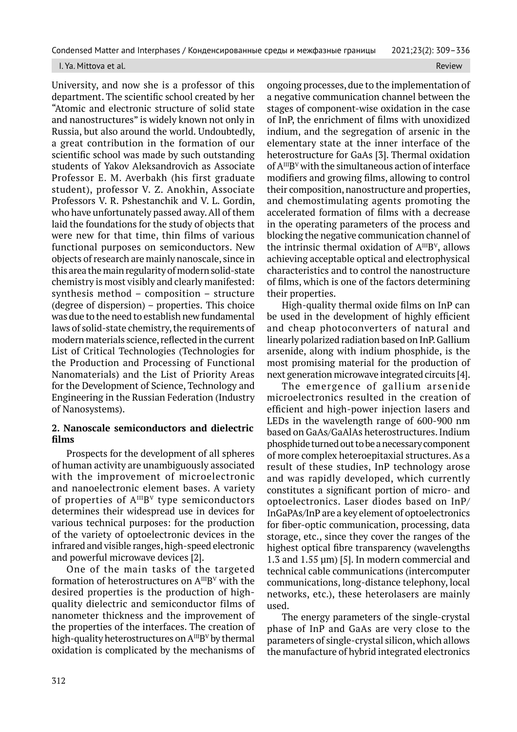University, and now she is a professor of this department. The scientific school created by her "Atomic and electronic structure of solid state and nanostructures" is widely known not only in Russia, but also around the world. Undoubtedly, a great contribution in the formation of our scientific school was made by such outstanding students of Yakov Aleksandrovich as Associate Professor E. M. Averbakh (his first graduate student), professor V. Z. Anokhin, Associate Professors V. R. Pshestanchik and V. L. Gordin, who have unfortunately passed away. All of them laid the foundations for the study of objects that were new for that time, thin films of various functional purposes on semiconductors. New objects of research are mainly nanoscale, since in this area the main regularity of modern solid-state chemistry is most visibly and clearly manifested: synthesis method – composition – structure (degree of dispersion) – properties. This choice was due to the need to establish new fundamental laws of solid-state chemistry, the requirements of modern materials science, reflected in the current List of Critical Technologies (Technologies for the Production and Processing of Functional Nanomaterials) and the List of Priority Areas for the Development of Science, Technology and Engineering in the Russian Federation (Industry of Nanosystems).

## 2. Nanoscale semiconductors and dielectric films

Prospects for the development of all spheres of human activity are unambiguously associated with the improvement of microelectronic and nanoelectronic element bases. A variety of properties of $A^{III}B^{V}$ type semiconductors determines their widespread use in devices for various technical purposes: for the production of the variety of optoelectronic devices in the infrared and visible ranges, high-speed electronic and powerful microwave devices [2].

One of the main tasks of the targeted formation of heterostructures on $A^{III}B^{V}$ with the desired properties is the production of high-quality dielectric and semiconductor films of nanometer thickness and the improvement of the properties of the interfaces. The creation of high-quality heterostructures on $A^{III}B^{V}$ by thermal oxidation is complicated by the mechanisms of ongoing processes, due to the implementation of a negative communication channel between the stages of component-wise oxidation in the case of InP, the enrichment of films with unoxidized indium, and the segregation of arsenic in the elementary state at the inner interface of the heterostructure for GaAs [3]. Thermal oxidation of $A^{III}B^{V}$ with the simultaneous action of interface modifiers and growing films, allowing to control their composition, nanostructure and properties, and chemostimulating agents promoting the accelerated formation of films with a decrease in the operating parameters of the process and blocking the negative communication channel of the intrinsic thermal oxidation of $A^{III}B^{V}$, allows achieving acceptable optical and electrophysical characteristics and to control the nanostructure of films, which is one of the factors determining their properties.

High-quality thermal oxide films on InP can be used in the development of highly efficient and cheap photoconverters of natural and linearly polarized radiation based on InP. Gallium arsenide, along with indium phosphide, is the most promising material for the production of next generation microwave integrated circuits [4].

The emergence of gallium arsenide microelectronics resulted in the creation of efficient and high-power injection lasers and LEDs in the wavelength range of 600-900 nm based on GaAs/GaAlAs heterostructures. Indium phosphide turned out to be a necessary component of more complex heteroepitaxial structures. As a result of these studies, InP technology arose and was rapidly developed, which currently constitutes a significant portion of micro- and optoelectronics. Laser diodes based on InP/InGaPAs/InP are a key element of optoelectronics for fiber-optic communication, processing, data storage, etc., since they cover the ranges of the highest optical fibre transparency (wavelengths 1.3 and 1.55 μm) [5]. In modern commercial and technical cable communications (intercomputer communications, long-distance telephony, local networks, etc.), these heterolasers are mainly used.

The energy parameters of the single-crystal phase of InP and GaAs are very close to the parameters of single-crystal silicon, which allows the manufacture of hybrid integrated electronics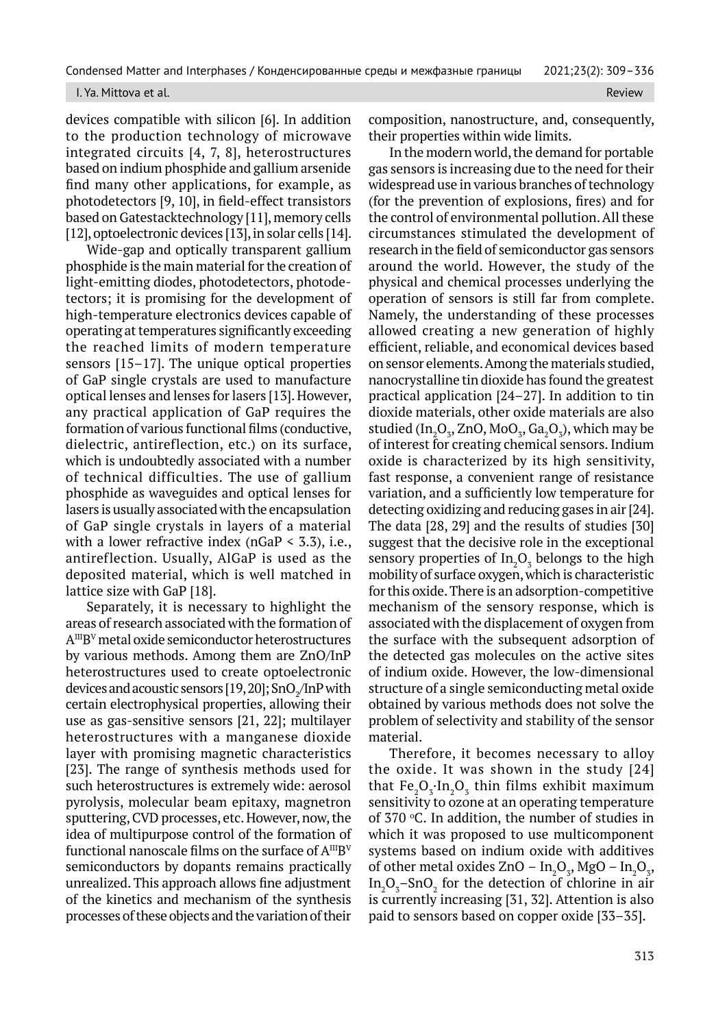devices compatible with silicon [6]. In addition to the production technology of microwave integrated circuits [4, 7, 8], heterostructures based on indium phosphide and gallium arsenide find many other applications, for example, as photodetectors [9, 10], in field-effect transistors based on Gatestacktechnology [11], memory cells [12], optoelectronic devices [13], in solar cells [14].

Wide-gap and optically transparent gallium phosphide is the main material for the creation of light-emitting diodes, photodetectors, photodetectors; it is promising for the development of high-temperature electronics devices capable of operating at temperatures significantly exceeding the reached limits of modern temperature sensors [15–17]. The unique optical properties of GaP single crystals are used to manufacture optical lenses and lenses for lasers [13]. However, any practical application of GaP requires the formation of various functional films (conductive, dielectric, antireflection, etc.) on its surface, which is undoubtedly associated with a number of technical difficulties. The use of gallium phosphide as waveguides and optical lenses for lasers is usually associated with the encapsulation of GaP single crystals in layers of a material with a lower refractive index (nGaP < 3.3), i.e., antireflection. Usually, AlGaP is used as the deposited material, which is well matched in lattice size with GaP [18].

Separately, it is necessary to highlight the areas of research associated with the formation of $A^{III}B^{V}$ metal oxide semiconductor heterostructures by various methods. Among them are ZnO/InP heterostructures used to create optoelectronic devices and acoustic sensors [19, 20]; $SnO_2$/InP with certain electrophysical properties, allowing their use as gas-sensitive sensors [21, 22]; multilayer heterostructures with a manganese dioxide layer with promising magnetic characteristics [23]. The range of synthesis methods used for such heterostructures is extremely wide: aerosol pyrolysis, molecular beam epitaxy, magnetron sputtering, CVD processes, etc. However, now, the idea of multipurpose control of the formation of functional nanoscale films on the surface of $A^{III}B^{V}$ semiconductors by dopants remains practically unrealized. This approach allows fine adjustment of the kinetics and mechanism of the synthesis processes of these objects and the variation of their composition, nanostructure, and, consequently, their properties within wide limits.

In the modern world, the demand for portable gas sensors is increasing due to the need for their widespread use in various branches of technology (for the prevention of explosions, fires) and for the control of environmental pollution. All these circumstances stimulated the development of research in the field of semiconductor gas sensors around the world. However, the study of the physical and chemical processes underlying the operation of sensors is still far from complete. Namely, the understanding of these processes allowed creating a new generation of highly efficient, reliable, and economical devices based on sensor elements. Among the materials studied, nanocrystalline tin dioxide has found the greatest practical application [24–27]. In addition to tin dioxide materials, other oxide materials are also studied ($In_2O_3$, ZnO, $MoO_3$, $Ga_2O_3$), which may be of interest for creating chemical sensors. Indium oxide is characterized by its high sensitivity, fast response, a convenient range of resistance variation, and a sufficiently low temperature for detecting oxidizing and reducing gases in air [24]. The data [28, 29] and the results of studies [30] suggest that the decisive role in the exceptional sensory properties of $In_2O_3$ belongs to the high mobility of surface oxygen, which is characteristic for this oxide. There is an adsorption-competitive mechanism of the sensory response, which is associated with the displacement of oxygen from the surface with the subsequent adsorption of the detected gas molecules on the active sites of indium oxide. However, the low-dimensional structure of a single semiconducting metal oxide obtained by various methods does not solve the problem of selectivity and stability of the sensor material.

Therefore, it becomes necessary to alloy the oxide. It was shown in the study [24] that $Fe_2O_3 \cdot In_2O_3$ thin films exhibit maximum sensitivity to ozone at an operating temperature of 370 °C. In addition, the number of studies in which it was proposed to use multicomponent systems based on indium oxide with additives of other metal oxides ZnO – $In_2O_3$, MgO – $In_2O_3$, $In_2O_3$–$SnO_2$ for the detection of chlorine in air is currently increasing [31, 32]. Attention is also paid to sensors based on copper oxide [33–35].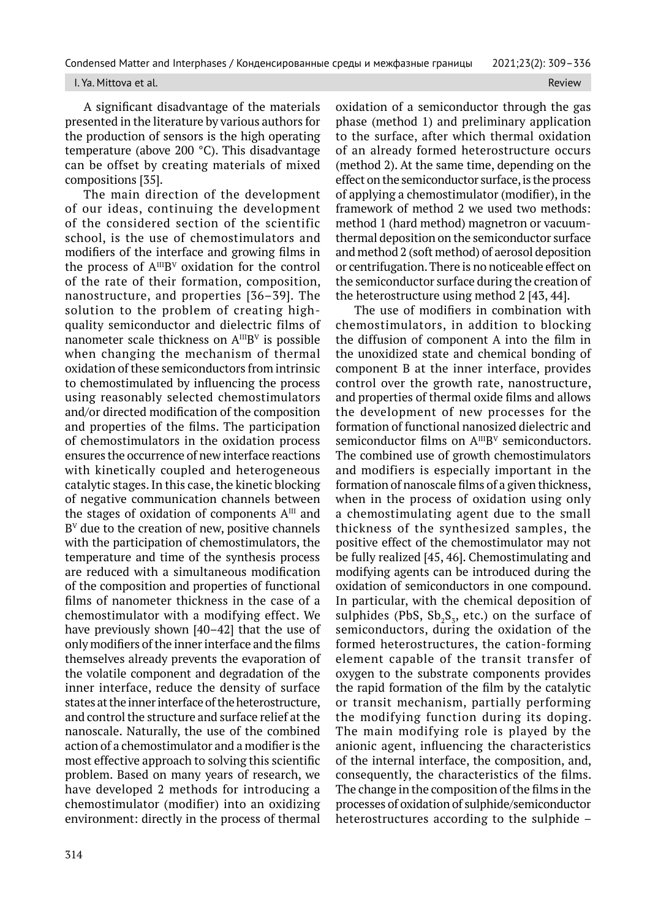A significant disadvantage of the materials presented in the literature by various authors for the production of sensors is the high operating temperature (above 200 °C). This disadvantage can be offset by creating materials of mixed compositions [35].

The main direction of the development of our ideas, continuing the development of the considered section of the scientific school, is the use of chemostimulators and modifiers of the interface and growing films in the process of $A^{III}B^{V}$ oxidation for the control of the rate of their formation, composition, nanostructure, and properties [36–39]. The solution to the problem of creating high-quality semiconductor and dielectric films of nanometer scale thickness on $A^{III}B^{V}$ is possible when changing the mechanism of thermal oxidation of these semiconductors from intrinsic to chemostimulated by influencing the process using reasonably selected chemostimulators and/or directed modification of the composition and properties of the films. The participation of chemostimulators in the oxidation process ensures the occurrence of new interface reactions with kinetically coupled and heterogeneous catalytic stages. In this case, the kinetic blocking of negative communication channels between the stages of oxidation of components $A^{III}$ and $B^{V}$ due to the creation of new, positive channels with the participation of chemostimulators, the temperature and time of the synthesis process are reduced with a simultaneous modification of the composition and properties of functional films of nanometer thickness in the case of a chemostimulator with a modifying effect. We have previously shown [40–42] that the use of only modifiers of the inner interface and the films themselves already prevents the evaporation of the volatile component and degradation of the inner interface, reduce the density of surface states at the inner interface of the heterostructure, and control the structure and surface relief at the nanoscale. Naturally, the use of the combined action of a chemostimulator and a modifier is the most effective approach to solving this scientific problem. Based on many years of research, we have developed 2 methods for introducing a chemostimulator (modifier) into an oxidizing environment: directly in the process of thermal oxidation of a semiconductor through the gas phase (method 1) and preliminary application to the surface, after which thermal oxidation of an already formed heterostructure occurs (method 2). At the same time, depending on the effect on the semiconductor surface, is the process of applying a chemostimulator (modifier), in the framework of method 2 we used two methods: method 1 (hard method) magnetron or vacuum-thermal deposition on the semiconductor surface and method 2 (soft method) of aerosol deposition or centrifugation. There is no noticeable effect on the semiconductor surface during the creation of the heterostructure using method 2 [43, 44].

The use of modifiers in combination with chemostimulators, in addition to blocking the diffusion of component A into the film in the unoxidized state and chemical bonding of component B at the inner interface, provides control over the growth rate, nanostructure, and properties of thermal oxide films and allows the development of new processes for the formation of functional nanosized dielectric and semiconductor films on $A^{III}B^{V}$ semiconductors. The combined use of growth chemostimulators and modifiers is especially important in the formation of nanoscale films of a given thickness, when in the process of oxidation using only a chemostimulating agent due to the small thickness of the synthesized samples, the positive effect of the chemostimulator may not be fully realized [45, 46]. Chemostimulating and modifying agents can be introduced during the oxidation of semiconductors in one compound. In particular, with the chemical deposition of sulphides (PbS, $Sb_2S_3$, etc.) on the surface of semiconductors, during the oxidation of the formed heterostructures, the cation-forming element capable of the transit transfer of oxygen to the substrate components provides the rapid formation of the film by the catalytic or transit mechanism, partially performing the modifying function during its doping. The main modifying role is played by the anionic agent, influencing the characteristics of the internal interface, the composition, and, consequently, the characteristics of the films. The change in the composition of the films in the processes of oxidation of sulphide/semiconductor heterostructures according to the sulphide –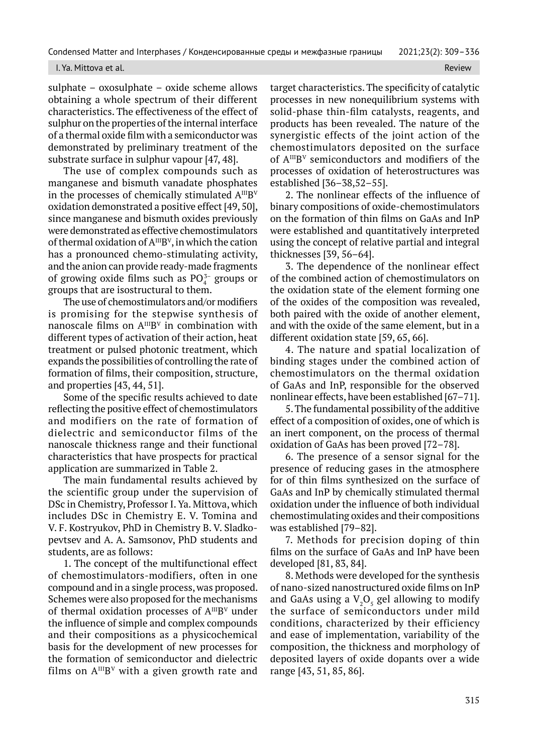sulphate – oxosulphate – oxide scheme allows obtaining a whole spectrum of their different characteristics. The effectiveness of the effect of sulphur on the properties of the internal interface of a thermal oxide film with a semiconductor was demonstrated by preliminary treatment of the substrate surface in sulphur vapour [47, 48].

The use of complex compounds such as manganese and bismuth vanadate phosphates in the processes of chemically stimulated $A^{III}B^{V}$ oxidation demonstrated a positive effect [49, 50], since manganese and bismuth oxides previously were demonstrated as effective chemostimulators of thermal oxidation of $A^{III}B^{V}$, in which the cation has a pronounced chemo-stimulating activity, and the anion can provide ready-made fragments of growing oxide films such as $PO_4^{3-}$ groups or groups that are isostructural to them.

The use of chemostimulators and/or modifiers is promising for the stepwise synthesis of nanoscale films on $A^{III}B^{V}$ in combination with different types of activation of their action, heat treatment or pulsed photonic treatment, which expands the possibilities of controlling the rate of formation of films, their composition, structure, and properties [43, 44, 51].

Some of the specific results achieved to date reflecting the positive effect of chemostimulators and modifiers on the rate of formation of dielectric and semiconductor films of the nanoscale thickness range and their functional characteristics that have prospects for practical application are summarized in Table 2.

The main fundamental results achieved by the scientific group under the supervision of DSc in Chemistry, Professor I. Ya. Mittova, which includes DSc in Chemistry E. V. Tomina and V. F. Kostryukov, PhD in Chemistry B. V. Sladkopevtsev and A. A. Samsonov, PhD students and students, are as follows:

1. The concept of the multifunctional effect of chemostimulators-modifiers, often in one compound and in a single process, was proposed. Schemes were also proposed for the mechanisms of thermal oxidation processes of $A^{III}B^{V}$ under the influence of simple and complex compounds and their compositions as a physicochemical basis for the development of new processes for the formation of semiconductor and dielectric films on $A^{III}B^{V}$ with a given growth rate and target characteristics. The specificity of catalytic processes in new nonequilibrium systems with solid-phase thin-film catalysts, reagents, and products has been revealed. The nature of the synergistic effects of the joint action of the chemostimulators deposited on the surface of $A^{III}B^{V}$ semiconductors and modifiers of the processes of oxidation of heterostructures was established [36–38,52–55].

2. The nonlinear effects of the influence of binary compositions of oxide-chemostimulators on the formation of thin films on GaAs and InP were established and quantitatively interpreted using the concept of relative partial and integral thicknesses [39, 56–64].

3. The dependence of the nonlinear effect of the combined action of chemostimulators on the oxidation state of the element forming one of the oxides of the composition was revealed, both paired with the oxide of another element, and with the oxide of the same element, but in a different oxidation state [59, 65, 66].

4. The nature and spatial localization of binding stages under the combined action of chemostimulators on the thermal oxidation of GaAs and InP, responsible for the observed nonlinear effects, have been established [67–71].

5. The fundamental possibility of the additive effect of a composition of oxides, one of which is an inert component, on the process of thermal oxidation of GaAs has been proved [72–78].

6. The presence of a sensor signal for the presence of reducing gases in the atmosphere for of thin films synthesized on the surface of GaAs and InP by chemically stimulated thermal oxidation under the influence of both individual chemostimulating oxides and their compositions was established [79–82].

7. Methods for precision doping of thin films on the surface of GaAs and InP have been developed [81, 83, 84].

8. Methods were developed for the synthesis of nano-sized nanostructured oxide films on InP and GaAs using a $V_2O_5$ gel allowing to modify the surface of semiconductors under mild conditions, characterized by their efficiency and ease of implementation, variability of the composition, the thickness and morphology of deposited layers of oxide dopants over a wide range [43, 51, 85, 86].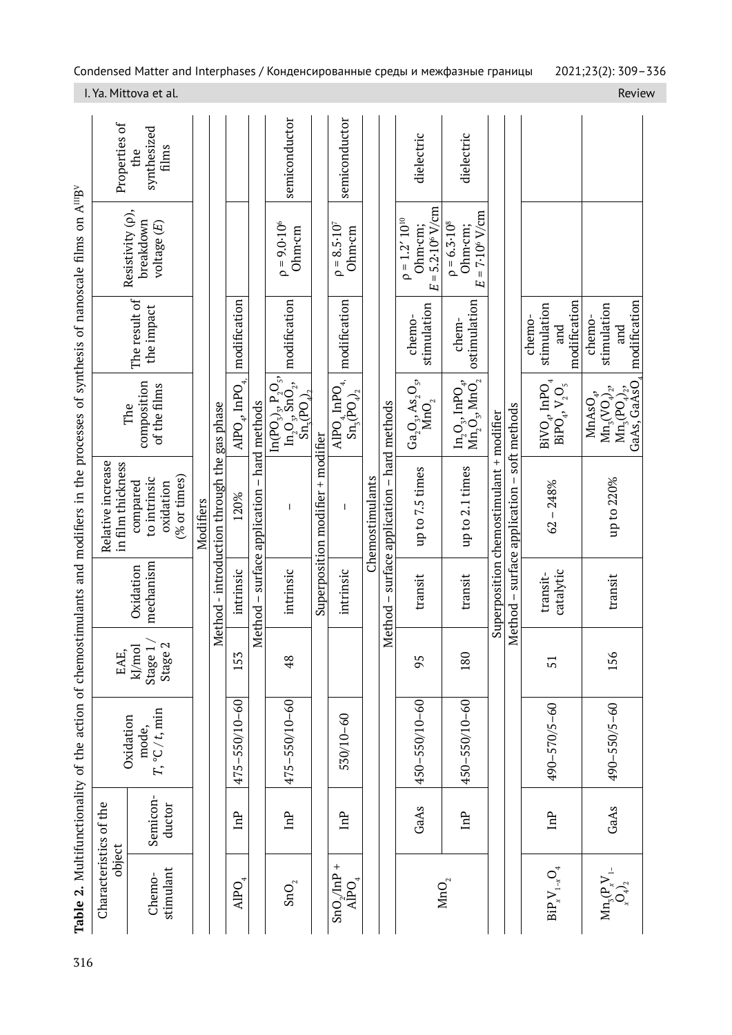**Table 2.** Multifunctionality of the action of chemostimulants and modifiers in the processes of synthesis of nanoscale films on $A^{III}B^{V}$

| Characteristics of the object | | Oxidation mode, $T$, °C / $t$, min | EAE, kJ/mol Stage 1 / Stage 2 | Oxidation mechanism | Relative increase in film thickness compared to intrinsic oxidation (% or times) | The composition of the films | The result of the impact | Resistivity (ρ), breakdown voltage ($E$) | Properties of the synthesized films |
|---|---|---|---|---|---|---|---|---|---|
| Chemo-stimulant | Semicon-ductor | | | | | | | | |
| Modifiers | | | | | | | | | |
| Method - introduction through the gas phase | | | | | | | | | |
| $AlPO_4$ | InP | 475–550/10–60 | 153 | intrinsic | 120% | $AlPO_4$, $InPO_4$ | modification | | |
| Method – surface application – hard methods | | | | | | | | | |
| $SnO_2$ | InP | 475–550/10–60 | 48 | intrinsic | – | $In(PO_3)_3$, $P_2O_5$, $In_2O_3$, $SnO_2$, $Sn_3(PO_4)_2$ | modification | $\rho = 9.0{\cdot}10^6$ Ohm·cm | semiconductor |
| Superposition modifier + modifier | | | | | | | | | |
| $SnO_2$/InP + $AlPO_4$ | InP | 530/10–60 | | intrinsic | – | $AlPO_4$, $InPO_4$, $Sn_3(PO_4)_2$ | modification | $\rho = 8.5{\cdot}10^7$ Ohm·cm | semiconductor |
| Chemostimulants | | | | | | | | | |
| Method – surface application – hard methods | | | | | | | | | |
| $MnO_2$ | GaAs | 450–550/10–60 | 95 | transit | up to 7.5 times | $Ga_2O_3$, $As_2O_5$, $MnO_2$ | chemo-stimulation | $\rho = 1.2{\cdot}10^{10}$ Ohm·cm; $E = 5.2{\cdot}10^6$ V/cm | dielectric |
| | InP | 450–550/10–60 | 180 | transit | up to 2.1 times | $In_2O_3$, $InPO_4$, $Mn_2O_3$, $MnO_2$ | chem-ostimulation | $\rho = 6.3{\cdot}10^8$ Ohm·cm; $E = 7{\cdot}10^6$ V/cm | dielectric |
| Superposition chemostimulant + modifier | | | | | | | | | |
| Method – surface application – soft methods | | | | | | | | | |
| $BiP_xV_{1-x}O_4$ | InP | 490–570/5–60 | 51 | transit-catalytic | 62 – 248% | $BiVO_4$, $InPO_4$, $BiPO_4$, $V_2O_5$ | chemo-stimulation and modification | | |
| $Mn_3(P_xV_{1-x}O_4)_2$ | GaAs | 490–550/5–60 | 156 | transit | up to 220% | $MnAsO_4$, $Mn_3(VO_4)_2$, $Mn_3(PO_4)_2$, GaAs, $GaAsO_4$ | chemo-stimulation and modification | | |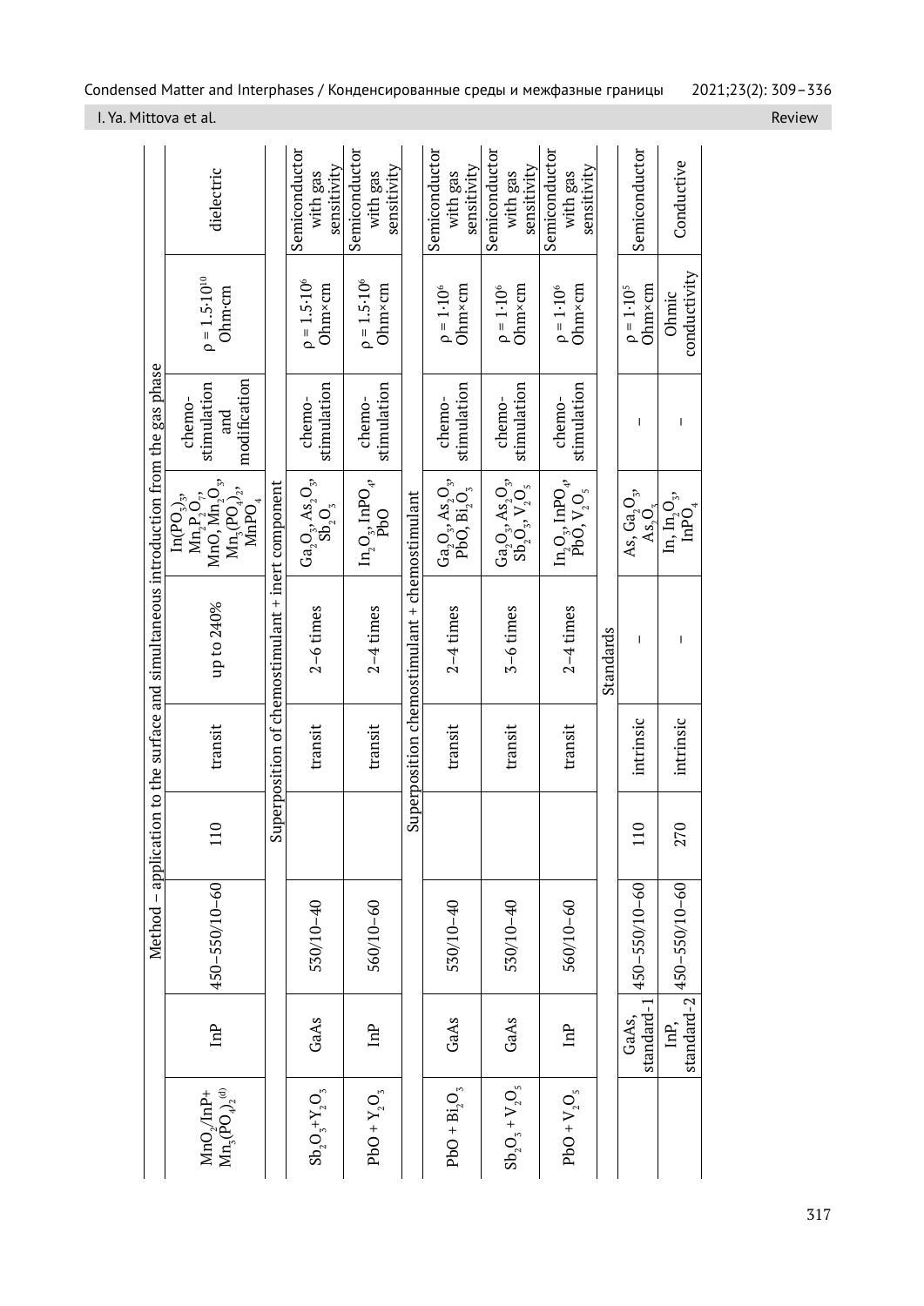| | | | | | | | | | |
|---|---|---|---|---|---|---|---|---|---|
| Method – application to the surface and simultaneous introduction from the gas phase | | | | | | | | | |
| $MnO_2$/InP+ $Mn_3(PO_4)_2$ [(d)] | InP | 450–550/10–60 | 110 | transit | up to 240% | $In(PO_3)_3$, $Mn_2P_2O_7$, MnO, $Mn_2O_3$, $Mn_3(PO_4)_2$, $MnPO_4$ | chemo-stimulation and modification | $\rho = 1.5 \cdot 10^{10}$ Ohm·cm | dielectric |
| Superposition of chemostimulant + inert component | | | | | | | | | |
| $Sb_2O_3$+$Y_2O_3$ | GaAs | 530/10–40 | | transit | 2–6 times | $Ga_2O_3$, $As_2O_3$, $Sb_2O_3$ | chemo-stimulation | $\rho = 1.5 \cdot 10^6$ Ohm×cm | Semiconductor with gas sensitivity |
| PbO + $Y_2O_3$ | InP | 560/10–60 | | transit | 2–4 times | $In_2O_3$, $InPO_4$, PbO | chemo-stimulation | $\rho = 1.5 \cdot 10^6$ Ohm×cm | Semiconductor with gas sensitivity |
| Superposition chemostimulant + chemostimulant | | | | | | | | | |
| PbO + $Bi_2O_3$ | GaAs | 530/10–40 | | transit | 2–4 times | $Ga_2O_3$, $As_2O_3$, PbO, $Bi_2O_3$ | chemo-stimulation | $\rho = 1 \cdot 10^6$ Ohm×cm | Semiconductor with gas sensitivity |
| $Sb_2O_3$ + $V_2O_5$ | GaAs | 530/10–40 | | transit | 3–6 times | $Ga_2O_3$, $As_2O_3$, $Sb_2O_3$, $V_2O_5$ | chemo-stimulation | $\rho = 1 \cdot 10^6$ Ohm×cm | Semiconductor with gas sensitivity |
| PbO + $V_2O_5$ | InP | 560/10–60 | | transit | 2–4 times | $In_2O_3$, $InPO_4$, PbO, $V_2O_5$ | chemo-stimulation | $\rho = 1 \cdot 10^6$ Ohm×cm | Semiconductor with gas sensitivity |
| Standards | | | | | | | | | |
| | GaAs, standard-1 | 450–550/10–60 | 110 | intrinsic | – | As, $Ga_2O_3$, $As_2O_5$ | – | $\rho = 1 \cdot 10^5$ Ohm×cm | Semiconductor |
| | InP, standard-2 | 450–550/10–60 | 270 | intrinsic | – | In, $In_2O_3$, $InPO_4$ | – | Ohmic conductivity | Conductive |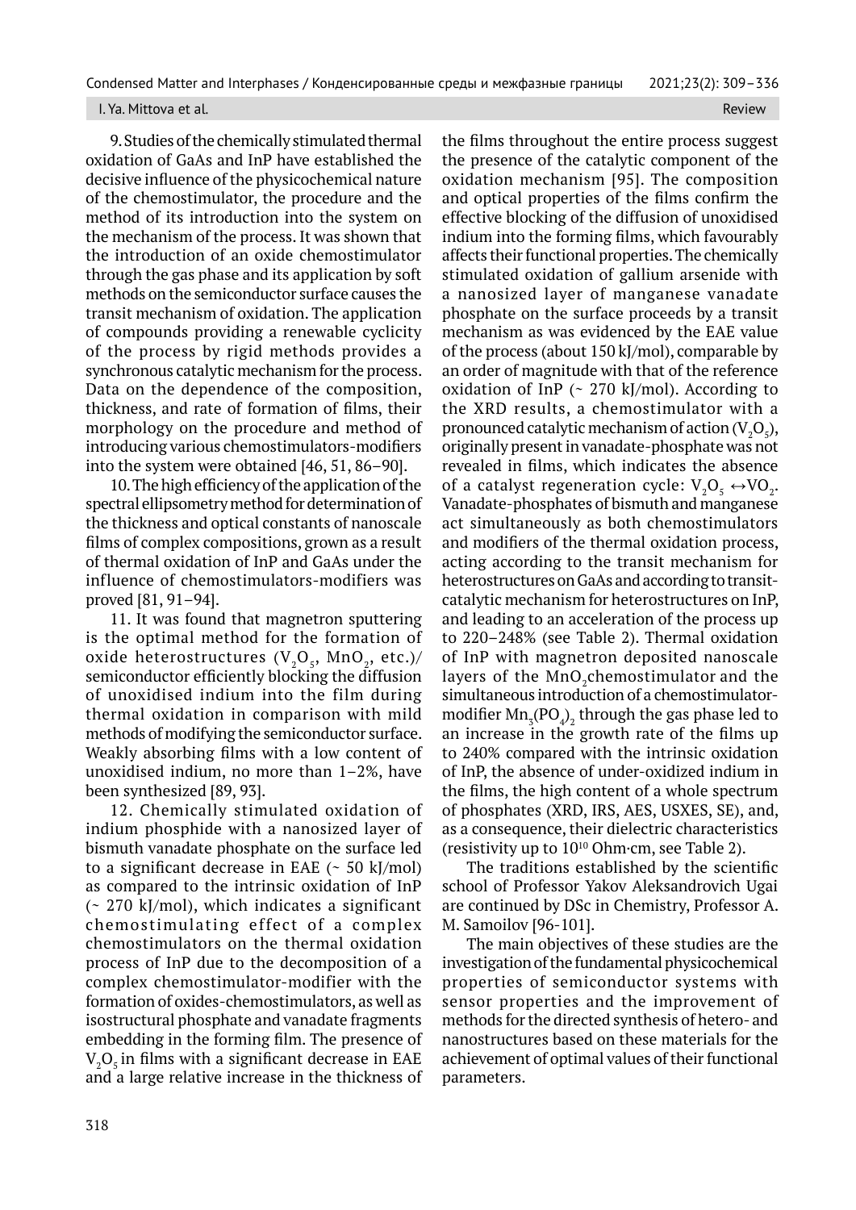9. Studies of the chemically stimulated thermal oxidation of GaAs and InP have established the decisive influence of the physicochemical nature of the chemostimulator, the procedure and the method of its introduction into the system on the mechanism of the process. It was shown that the introduction of an oxide chemostimulator through the gas phase and its application by soft methods on the semiconductor surface causes the transit mechanism of oxidation. The application of compounds providing a renewable cyclicity of the process by rigid methods provides a synchronous catalytic mechanism for the process. Data on the dependence of the composition, thickness, and rate of formation of films, their morphology on the procedure and method of introducing various chemostimulators-modifiers into the system were obtained [46, 51, 86–90].

10. The high efficiency of the application of the spectral ellipsometry method for determination of the thickness and optical constants of nanoscale films of complex compositions, grown as a result of thermal oxidation of InP and GaAs under the influence of chemostimulators-modifiers was proved [81, 91–94].

11. It was found that magnetron sputtering is the optimal method for the formation of oxide heterostructures ($V_2O_5$, $MnO_2$, etc.)/semiconductor efficiently blocking the diffusion of unoxidised indium into the film during thermal oxidation in comparison with mild methods of modifying the semiconductor surface. Weakly absorbing films with a low content of unoxidised indium, no more than 1–2%, have been synthesized [89, 93].

12. Chemically stimulated oxidation of indium phosphide with a nanosized layer of bismuth vanadate phosphate on the surface led to a significant decrease in EAE (~ 50 kJ/mol) as compared to the intrinsic oxidation of InP (~ 270 kJ/mol), which indicates a significant chemostimulating effect of a complex chemostimulators on the thermal oxidation process of InP due to the decomposition of a complex chemostimulator-modifier with the formation of oxides-chemostimulators, as well as isostructural phosphate and vanadate fragments embedding in the forming film. The presence of $V_2O_5$ in films with a significant decrease in EAE and a large relative increase in the thickness of the films throughout the entire process suggest the presence of the catalytic component of the oxidation mechanism [95]. The composition and optical properties of the films confirm the effective blocking of the diffusion of unoxidised indium into the forming films, which favourably affects their functional properties. The chemically stimulated oxidation of gallium arsenide with a nanosized layer of manganese vanadate phosphate on the surface proceeds by a transit mechanism as was evidenced by the EAE value of the process (about 150 kJ/mol), comparable by an order of magnitude with that of the reference oxidation of InP (~ 270 kJ/mol). According to the XRD results, a chemostimulator with a pronounced catalytic mechanism of action ($V_2O_5$), originally present in vanadate-phosphate was not revealed in films, which indicates the absence of a catalyst regeneration cycle: $V_2O_5 \leftrightarrow VO_2$. Vanadate-phosphates of bismuth and manganese act simultaneously as both chemostimulators and modifiers of the thermal oxidation process, acting according to the transit mechanism for heterostructures on GaAs and according to transit-catalytic mechanism for heterostructures on InP, and leading to an acceleration of the process up to 220–248% (see Table 2). Thermal oxidation of InP with magnetron deposited nanoscale layers of the $MnO_2$ chemostimulator and the simultaneous introduction of a chemostimulator-modifier $Mn_3(PO_4)_2$ through the gas phase led to an increase in the growth rate of the films up to 240% compared with the intrinsic oxidation of InP, the absence of under-oxidized indium in the films, the high content of a whole spectrum of phosphates (XRD, IRS, AES, USXES, SE), and, as a consequence, their dielectric characteristics (resistivity up to $10^{10}$ Ohm·cm, see Table 2).

The traditions established by the scientific school of Professor Yakov Aleksandrovich Ugai are continued by DSc in Chemistry, Professor A. M. Samoilov [96-101].

The main objectives of these studies are the investigation of the fundamental physicochemical properties of semiconductor systems with sensor properties and the improvement of methods for the directed synthesis of hetero- and nanostructures based on these materials for the achievement of optimal values of their functional parameters.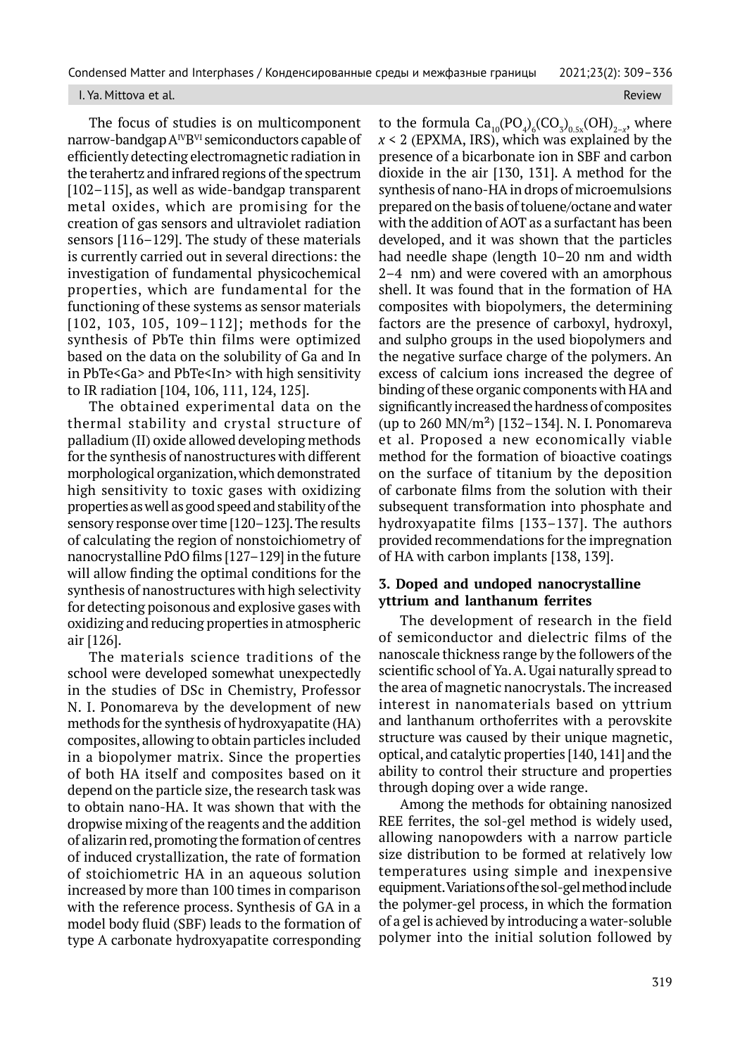The focus of studies is on multicomponent narrow-bandgap $A^{IV}B^{VI}$ semiconductors capable of efficiently detecting electromagnetic radiation in the terahertz and infrared regions of the spectrum [102–115], as well as wide-bandgap transparent metal oxides, which are promising for the creation of gas sensors and ultraviolet radiation sensors [116–129]. The study of these materials is currently carried out in several directions: the investigation of fundamental physicochemical properties, which are fundamental for the functioning of these systems as sensor materials [102, 103, 105, 109–112]; methods for the synthesis of PbTe thin films were optimized based on the data on the solubility of Ga and In in PbTe<Ga> and PbTe<In> with high sensitivity to IR radiation [104, 106, 111, 124, 125].

The obtained experimental data on the thermal stability and crystal structure of palladium (II) oxide allowed developing methods for the synthesis of nanostructures with different morphological organization, which demonstrated high sensitivity to toxic gases with oxidizing properties as well as good speed and stability of the sensory response over time [120–123]. The results of calculating the region of nonstoichiometry of nanocrystalline PdO films [127–129] in the future will allow finding the optimal conditions for the synthesis of nanostructures with high selectivity for detecting poisonous and explosive gases with oxidizing and reducing properties in atmospheric air [126].

The materials science traditions of the school were developed somewhat unexpectedly in the studies of DSc in Chemistry, Professor N. I. Ponomareva by the development of new methods for the synthesis of hydroxyapatite (HA) composites, allowing to obtain particles included in a biopolymer matrix. Since the properties of both HA itself and composites based on it depend on the particle size, the research task was to obtain nano-HA. It was shown that with the dropwise mixing of the reagents and the addition of alizarin red, promoting the formation of centres of induced crystallization, the rate of formation of stoichiometric HA in an aqueous solution increased by more than 100 times in comparison with the reference process. Synthesis of GA in a model body fluid (SBF) leads to the formation of type A carbonate hydroxyapatite corresponding to the formula $Ca_{10}(PO_4)_6(CO_3)_{0.5x}(OH)_{2-x}$, where $x < 2$ (EPXMA, IRS), which was explained by the presence of a bicarbonate ion in SBF and carbon dioxide in the air [130, 131]. A method for the synthesis of nano-HA in drops of microemulsions prepared on the basis of toluene/octane and water with the addition of AOT as a surfactant has been developed, and it was shown that the particles had needle shape (length 10–20 nm and width 2–4 nm) and were covered with an amorphous shell. It was found that in the formation of HA composites with biopolymers, the determining factors are the presence of carboxyl, hydroxyl, and sulpho groups in the used biopolymers and the negative surface charge of the polymers. An excess of calcium ions increased the degree of binding of these organic components with HA and significantly increased the hardness of composites (up to 260 $MN/m^2$) [132–134]. N. I. Ponomareva et al. Proposed a new economically viable method for the formation of bioactive coatings on the surface of titanium by the deposition of carbonate films from the solution with their subsequent transformation into phosphate and hydroxyapatite films [133–137]. The authors provided recommendations for the impregnation of HA with carbon implants [138, 139].

## 3. Doped and undoped nanocrystalline yttrium and lanthanum ferrites

The development of research in the field of semiconductor and dielectric films of the nanoscale thickness range by the followers of the scientific school of Ya. A. Ugai naturally spread to the area of magnetic nanocrystals. The increased interest in nanomaterials based on yttrium and lanthanum orthoferrites with a perovskite structure was caused by their unique magnetic, optical, and catalytic properties [140, 141] and the ability to control their structure and properties through doping over a wide range.

Among the methods for obtaining nanosized REE ferrites, the sol-gel method is widely used, allowing nanopowders with a narrow particle size distribution to be formed at relatively low temperatures using simple and inexpensive equipment. Variations of the sol-gel method include the polymer-gel process, in which the formation of a gel is achieved by introducing a water-soluble polymer into the initial solution followed by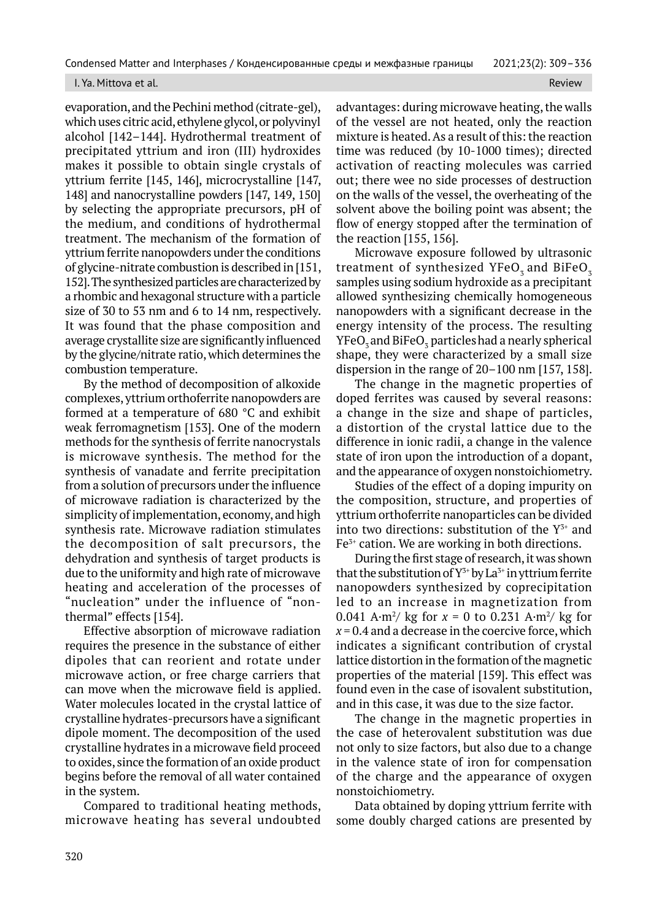evaporation, and the Pechini method (citrate-gel), which uses citric acid, ethylene glycol, or polyvinyl alcohol [142–144]. Hydrothermal treatment of precipitated yttrium and iron (III) hydroxides makes it possible to obtain single crystals of yttrium ferrite [145, 146], microcrystalline [147, 148] and nanocrystalline powders [147, 149, 150] by selecting the appropriate precursors, pH of the medium, and conditions of hydrothermal treatment. The mechanism of the formation of yttrium ferrite nanopowders under the conditions of glycine-nitrate combustion is described in [151, 152]. The synthesized particles are characterized by a rhombic and hexagonal structure with a particle size of 30 to 53 nm and 6 to 14 nm, respectively. It was found that the phase composition and average crystallite size are significantly influenced by the glycine/nitrate ratio, which determines the combustion temperature.

By the method of decomposition of alkoxide complexes, yttrium orthoferrite nanopowders are formed at a temperature of 680 °C and exhibit weak ferromagnetism [153]. One of the modern methods for the synthesis of ferrite nanocrystals is microwave synthesis. The method for the synthesis of vanadate and ferrite precipitation from a solution of precursors under the influence of microwave radiation is characterized by the simplicity of implementation, economy, and high synthesis rate. Microwave radiation stimulates the decomposition of salt precursors, the dehydration and synthesis of target products is due to the uniformity and high rate of microwave heating and acceleration of the processes of "nucleation" under the influence of "non-thermal" effects [154].

Effective absorption of microwave radiation requires the presence in the substance of either dipoles that can reorient and rotate under microwave action, or free charge carriers that can move when the microwave field is applied. Water molecules located in the crystal lattice of crystalline hydrates-precursors have a significant dipole moment. The decomposition of the used crystalline hydrates in a microwave field proceed to oxides, since the formation of an oxide product begins before the removal of all water contained in the system.

Compared to traditional heating methods, microwave heating has several undoubted advantages: during microwave heating, the walls of the vessel are not heated, only the reaction mixture is heated. As a result of this: the reaction time was reduced (by 10-1000 times); directed activation of reacting molecules was carried out; there wee no side processes of destruction on the walls of the vessel, the overheating of the solvent above the boiling point was absent; the flow of energy stopped after the termination of the reaction [155, 156].

Microwave exposure followed by ultrasonic treatment of synthesized $YFeO_3$ and $BiFeO_3$ samples using sodium hydroxide as a precipitant allowed synthesizing chemically homogeneous nanopowders with a significant decrease in the energy intensity of the process. The resulting $YFeO_3$ and $BiFeO_3$ particles had a nearly spherical shape, they were characterized by a small size dispersion in the range of 20–100 nm [157, 158].

The change in the magnetic properties of doped ferrites was caused by several reasons: a change in the size and shape of particles, a distortion of the crystal lattice due to the difference in ionic radii, a change in the valence state of iron upon the introduction of a dopant, and the appearance of oxygen nonstoichiometry.

Studies of the effect of a doping impurity on the composition, structure, and properties of yttrium orthoferrite nanoparticles can be divided into two directions: substitution of the $Y^{3+}$ and $Fe^{3+}$ cation. We are working in both directions.

During the first stage of research, it was shown that the substitution of $Y^{3+}$ by $La^{3+}$ in yttrium ferrite nanopowders synthesized by coprecipitation led to an increase in magnetization from 0.041 A·m²/ kg for $x$ = 0 to 0.231 A·m²/ kg for $x$ = 0.4 and a decrease in the coercive force, which indicates a significant contribution of crystal lattice distortion in the formation of the magnetic properties of the material [159]. This effect was found even in the case of isovalent substitution, and in this case, it was due to the size factor.

The change in the magnetic properties in the case of heterovalent substitution was due not only to size factors, but also due to a change in the valence state of iron for compensation of the charge and the appearance of oxygen nonstoichiometry.

Data obtained by doping yttrium ferrite with some doubly charged cations are presented by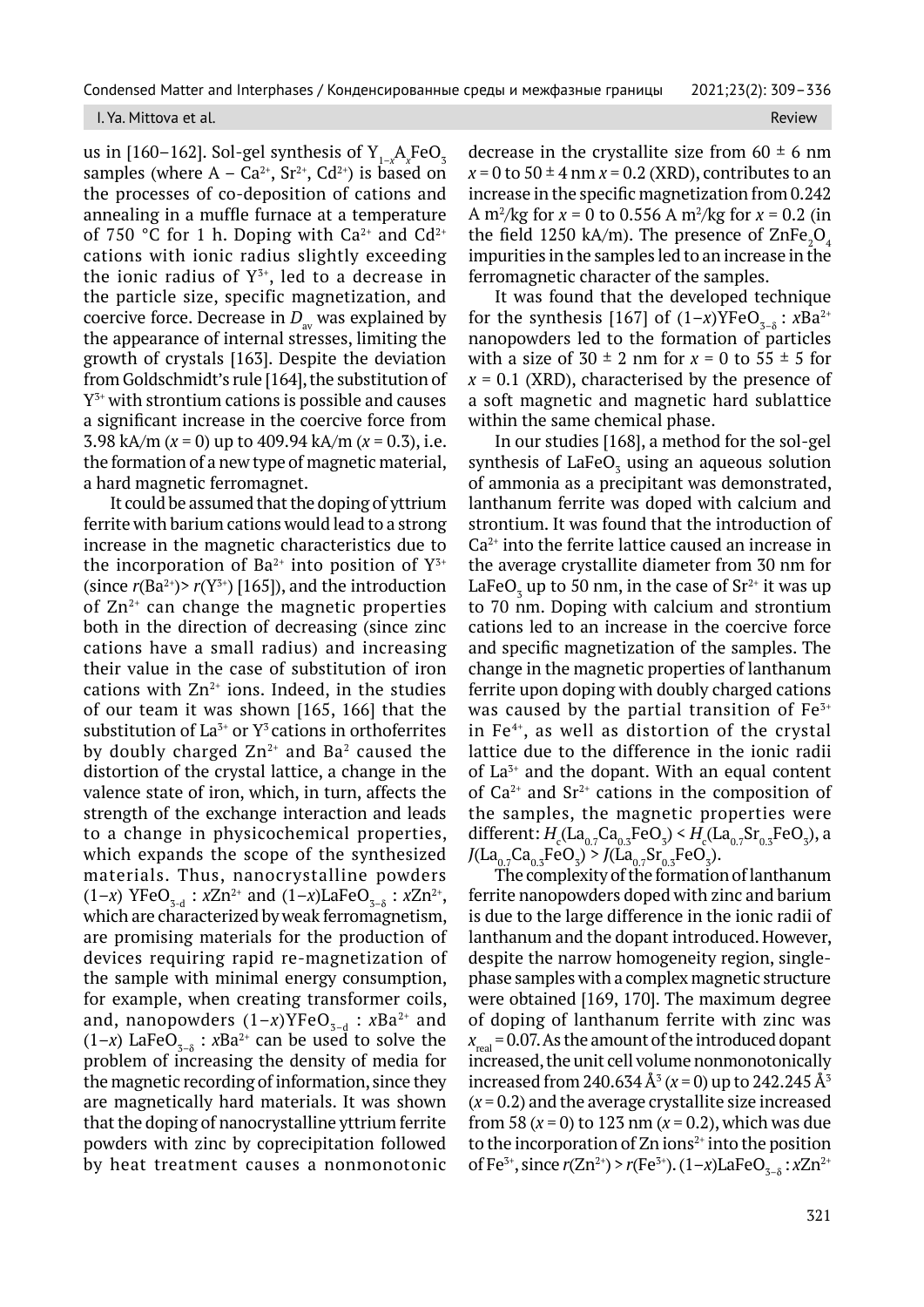us in [160–162]. Sol-gel synthesis of $Y_{1-x}A_xFeO_3$ samples (where A – $Ca^{2+}$, $Sr^{2+}$, $Cd^{2+}$) is based on the processes of co-deposition of cations and annealing in a muffle furnace at a temperature of 750 °C for 1 h. Doping with $Ca^{2+}$ and $Cd^{2+}$ cations with ionic radius slightly exceeding the ionic radius of $Y^{3+}$, led to a decrease in the particle size, specific magnetization, and coercive force. Decrease in $D_{av}$ was explained by the appearance of internal stresses, limiting the growth of crystals [163]. Despite the deviation from Goldschmidt's rule [164], the substitution of $Y^{3+}$ with strontium cations is possible and causes a significant increase in the coercive force from 3.98 kA/m ($x$ = 0) up to 409.94 kA/m ($x$ = 0.3), i.e. the formation of a new type of magnetic material, a hard magnetic ferromagnet.

It could be assumed that the doping of yttrium ferrite with barium cations would lead to a strong increase in the magnetic characteristics due to the incorporation of $Ba^{2+}$ into position of $Y^{3+}$ (since $r(Ba^{2+})> r(Y^{3+})$ [165]), and the introduction of $Zn^{2+}$ can change the magnetic properties both in the direction of decreasing (since zinc cations have a small radius) and increasing their value in the case of substitution of iron cations with $Zn^{2+}$ ions. Indeed, in the studies of our team it was shown [165, 166] that the substitution of $La^{3+}$ or $Y^3$ cations in orthoferrites by doubly charged $Zn^{2+}$ and $Ba^2$ caused the distortion of the crystal lattice, a change in the valence state of iron, which, in turn, affects the strength of the exchange interaction and leads to a change in physicochemical properties, which expands the scope of the synthesized materials. Thus, nanocrystalline powders $(1–x)$ $YFeO_{3-d}$ : $xZn^{2+}$ and $(1–x)LaFeO_{3-\delta}$ : $xZn^{2+}$, which are characterized by weak ferromagnetism, are promising materials for the production of devices requiring rapid re-magnetization of the sample with minimal energy consumption, for example, when creating transformer coils, and, nanopowders $(1–x)YFeO_{3-d}$ : $xBa^{2+}$ and $(1–x)$ $LaFeO_{3-\delta}$ : $xBa^{2+}$ can be used to solve the problem of increasing the density of media for the magnetic recording of information, since they are magnetically hard materials. It was shown that the doping of nanocrystalline yttrium ferrite powders with zinc by coprecipitation followed by heat treatment causes a nonmonotonic decrease in the crystallite size from 60 ± 6 nm $x$ = 0 to 50 ± 4 nm $x$ = 0.2 (XRD), contributes to an increase in the specific magnetization from 0.242 A m$^2$/kg for $x$ = 0 to 0.556 A m$^2$/kg for $x$ = 0.2 (in the field 1250 kA/m). The presence of $ZnFe_2O_4$ impurities in the samples led to an increase in the ferromagnetic character of the samples.

It was found that the developed technique for the synthesis [167] of $(1–x)YFeO_{3-\delta}$ : $xBa^{2+}$ nanopowders led to the formation of particles with a size of 30 ± 2 nm for $x$ = 0 to 55 ± 5 for $x$ = 0.1 (XRD), characterised by the presence of a soft magnetic and magnetic hard sublattice within the same chemical phase.

In our studies [168], a method for the sol-gel synthesis of $LaFeO_3$ using an aqueous solution of ammonia as a precipitant was demonstrated, lanthanum ferrite was doped with calcium and strontium. It was found that the introduction of $Ca^{2+}$ into the ferrite lattice caused an increase in the average crystallite diameter from 30 nm for $LaFeO_3$ up to 50 nm, in the case of $Sr^{2+}$ it was up to 70 nm. Doping with calcium and strontium cations led to an increase in the coercive force and specific magnetization of the samples. The change in the magnetic properties of lanthanum ferrite upon doping with doubly charged cations was caused by the partial transition of $Fe^{3+}$ in $Fe^{4+}$, as well as distortion of the crystal lattice due to the difference in the ionic radii of $La^{3+}$ and the dopant. With an equal content of $Ca^{2+}$ and $Sr^{2+}$ cations in the composition of the samples, the magnetic properties were different: $H_c(La_{0.7}Ca_{0.3}FeO_3) < H_c(La_{0.7}Sr_{0.3}FeO_3)$, a $J(La_{0.7}Ca_{0.3}FeO_3) > J(La_{0.7}Sr_{0.3}FeO_3)$.

The complexity of the formation of lanthanum ferrite nanopowders doped with zinc and barium is due to the large difference in the ionic radii of lanthanum and the dopant introduced. However, despite the narrow homogeneity region, single-phase samples with a complex magnetic structure were obtained [169, 170]. The maximum degree of doping of lanthanum ferrite with zinc was $x_{real}$ = 0.07. As the amount of the introduced dopant increased, the unit cell volume nonmonotonically increased from 240.634 Å$^3$ ($x$ = 0) up to 242.245 Å$^3$ ($x$ = 0.2) and the average crystallite size increased from 58 ($x$ = 0) to 123 nm ($x$ = 0.2), which was due to the incorporation of Zn ions$^{2+}$ into the position of $Fe^{3+}$, since $r(Zn^{2+}) > r(Fe^{3+})$. $(1–x)LaFeO_{3-\delta}$ : $xZn^{2+}$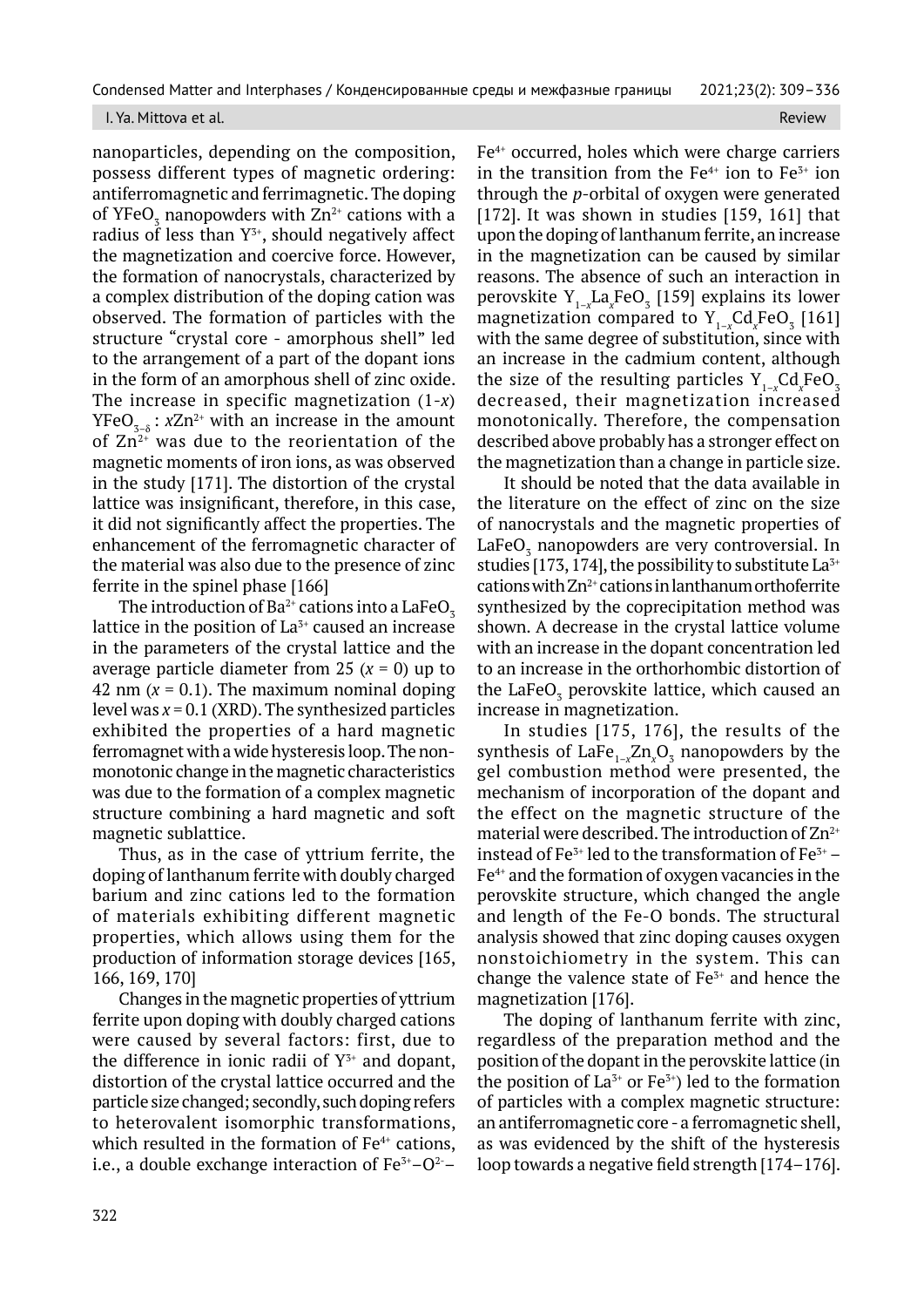nanoparticles, depending on the composition, possess different types of magnetic ordering: antiferromagnetic and ferrimagnetic. The doping of $YFeO_3$ nanopowders with $Zn^{2+}$ cations with a radius of less than $Y^{3+}$, should negatively affect the magnetization and coercive force. However, the formation of nanocrystals, characterized by a complex distribution of the doping cation was observed. The formation of particles with the structure "crystal core - amorphous shell" led to the arrangement of a part of the dopant ions in the form of an amorphous shell of zinc oxide. The increase in specific magnetization (1-$x$) $YFeO_{3-\delta}$ : $x Zn^{2+}$ with an increase in the amount of $Zn^{2+}$ was due to the reorientation of the magnetic moments of iron ions, as was observed in the study [171]. The distortion of the crystal lattice was insignificant, therefore, in this case, it did not significantly affect the properties. The enhancement of the ferromagnetic character of the material was also due to the presence of zinc ferrite in the spinel phase [166]

The introduction of $Ba^{2+}$ cations into a $LaFeO_3$ lattice in the position of $La^{3+}$ caused an increase in the parameters of the crystal lattice and the average particle diameter from 25 ($x$ = 0) up to 42 nm ($x$ = 0.1). The maximum nominal doping level was $x$ = 0.1 (XRD). The synthesized particles exhibited the properties of a hard magnetic ferromagnet with a wide hysteresis loop. The non-monotonic change in the magnetic characteristics was due to the formation of a complex magnetic structure combining a hard magnetic and soft magnetic sublattice.

Thus, as in the case of yttrium ferrite, the doping of lanthanum ferrite with doubly charged barium and zinc cations led to the formation of materials exhibiting different magnetic properties, which allows using them for the production of information storage devices [165, 166, 169, 170]

Changes in the magnetic properties of yttrium ferrite upon doping with doubly charged cations were caused by several factors: first, due to the difference in ionic radii of $Y^{3+}$ and dopant, distortion of the crystal lattice occurred and the particle size changed; secondly, such doping refers to heterovalent isomorphic transformations, which resulted in the formation of $Fe^{4+}$ cations, i.e., a double exchange interaction of $Fe^{3+}$–$O^{2-}$–$Fe^{4+}$ occurred, holes which were charge carriers in the transition from the $Fe^{4+}$ ion to $Fe^{3+}$ ion through the *p*-orbital of oxygen were generated [172]. It was shown in studies [159, 161] that upon the doping of lanthanum ferrite, an increase in the magnetization can be caused by similar reasons. The absence of such an interaction in perovskite $Y_{1-x}La_xFeO_3$ [159] explains its lower magnetization compared to $Y_{1-x}Cd_xFeO_3$ [161] with the same degree of substitution, since with an increase in the cadmium content, although the size of the resulting particles $Y_{1-x}Cd_xFeO_3$ decreased, their magnetization increased monotonically. Therefore, the compensation described above probably has a stronger effect on the magnetization than a change in particle size.

It should be noted that the data available in the literature on the effect of zinc on the size of nanocrystals and the magnetic properties of $LaFeO_3$ nanopowders are very controversial. In studies [173, 174], the possibility to substitute $La^{3+}$ cations with $Zn^{2+}$ cations in lanthanum orthoferrite synthesized by the coprecipitation method was shown. A decrease in the crystal lattice volume with an increase in the dopant concentration led to an increase in the orthorhombic distortion of the $LaFeO_3$ perovskite lattice, which caused an increase in magnetization.

In studies [175, 176], the results of the synthesis of $LaFe_{1-x}Zn_xO_3$ nanopowders by the gel combustion method were presented, the mechanism of incorporation of the dopant and the effect on the magnetic structure of the material were described. The introduction of $Zn^{2+}$ instead of $Fe^{3+}$ led to the transformation of $Fe^{3+}$ – $Fe^{4+}$ and the formation of oxygen vacancies in the perovskite structure, which changed the angle and length of the Fe-O bonds. The structural analysis showed that zinc doping causes oxygen nonstoichiometry in the system. This can change the valence state of $Fe^{3+}$ and hence the magnetization [176].

The doping of lanthanum ferrite with zinc, regardless of the preparation method and the position of the dopant in the perovskite lattice (in the position of $La^{3+}$ or $Fe^{3+}$) led to the formation of particles with a complex magnetic structure: an antiferromagnetic core - a ferromagnetic shell, as was evidenced by the shift of the hysteresis loop towards a negative field strength [174–176].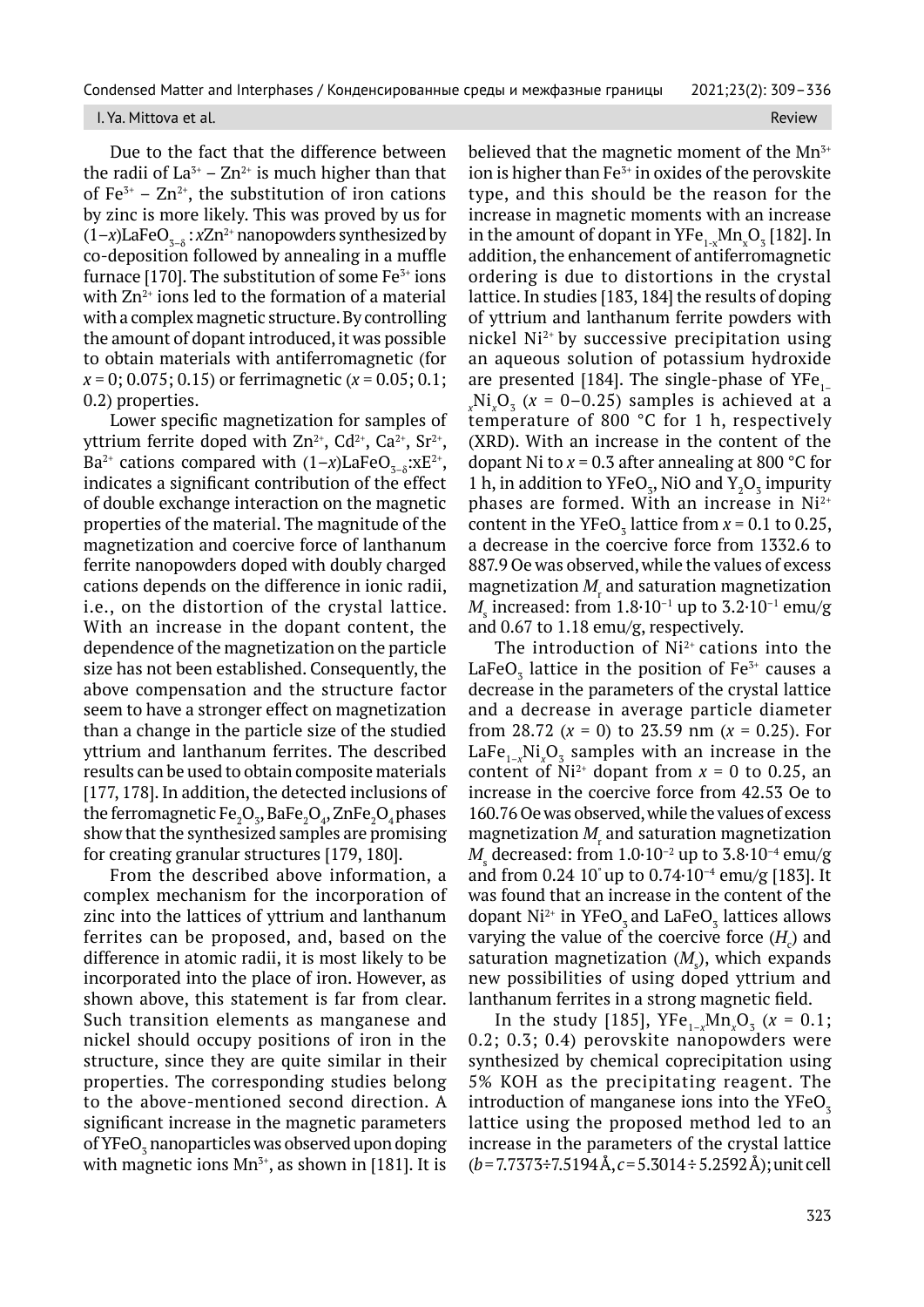Due to the fact that the difference between the radii of $La^{3+}$ – $Zn^{2+}$ is much higher than that of $Fe^{3+}$ – $Zn^{2+}$, the substitution of iron cations by zinc is more likely. This was proved by us for $(1–x)LaFeO_{3–\delta}$ : $xZn^{2+}$ nanopowders synthesized by co-deposition followed by annealing in a muffle furnace [170]. The substitution of some $Fe^{3+}$ ions with $Zn^{2+}$ ions led to the formation of a material with a complex magnetic structure. By controlling the amount of dopant introduced, it was possible to obtain materials with antiferromagnetic (for $x$ = 0; 0.075; 0.15) or ferrimagnetic ($x$ = 0.05; 0.1; 0.2) properties.

Lower specific magnetization for samples of yttrium ferrite doped with $Zn^{2+}$, $Cd^{2+}$, $Ca^{2+}$, $Sr^{2+}$, $Ba^{2+}$ cations compared with $(1–x)LaFeO_{3–\delta}$:$xE^{2+}$, indicates a significant contribution of the effect of double exchange interaction on the magnetic properties of the material. The magnitude of the magnetization and coercive force of lanthanum ferrite nanopowders doped with doubly charged cations depends on the difference in ionic radii, i.e., on the distortion of the crystal lattice. With an increase in the dopant content, the dependence of the magnetization on the particle size has not been established. Consequently, the above compensation and the structure factor seem to have a stronger effect on magnetization than a change in the particle size of the studied yttrium and lanthanum ferrites. The described results can be used to obtain composite materials [177, 178]. In addition, the detected inclusions of the ferromagnetic $Fe_2O_3$, $BaFe_2O_4$, $ZnFe_2O_4$ phases show that the synthesized samples are promising for creating granular structures [179, 180].

From the described above information, a complex mechanism for the incorporation of zinc into the lattices of yttrium and lanthanum ferrites can be proposed, and, based on the difference in atomic radii, it is most likely to be incorporated into the place of iron. However, as shown above, this statement is far from clear. Such transition elements as manganese and nickel should occupy positions of iron in the structure, since they are quite similar in their properties. The corresponding studies belong to the above-mentioned second direction. A significant increase in the magnetic parameters of $YFeO_3$ nanoparticles was observed upon doping with magnetic ions $Mn^{3+}$, as shown in [181]. It is believed that the magnetic moment of the $Mn^{3+}$ ion is higher than $Fe^{3+}$ in oxides of the perovskite type, and this should be the reason for the increase in magnetic moments with an increase in the amount of dopant in $YFe_{1-x}Mn_xO_3$ [182]. In addition, the enhancement of antiferromagnetic ordering is due to distortions in the crystal lattice. In studies [183, 184] the results of doping of yttrium and lanthanum ferrite powders with nickel $Ni^{2+}$ by successive precipitation using an aqueous solution of potassium hydroxide are presented [184]. The single-phase of $YFe_{1-x}Ni_xO_3$ ($x$ = 0–0.25) samples is achieved at a temperature of 800 °C for 1 h, respectively (XRD). With an increase in the content of the dopant Ni to $x$ = 0.3 after annealing at 800 °C for 1 h, in addition to $YFeO_3$, NiO and $Y_2O_3$ impurity phases are formed. With an increase in $Ni^{2+}$ content in the $YFeO_3$ lattice from $x$ = 0.1 to 0.25, a decrease in the coercive force from 1332.6 to 887.9 Oe was observed, while the values of excess magnetization $M_r$ and saturation magnetization $M_s$ increased: from $1.8 \cdot 10^{-1}$ up to $3.2 \cdot 10^{-1}$ emu/g and 0.67 to 1.18 emu/g, respectively.

The introduction of $Ni^{2+}$ cations into the $LaFeO_3$ lattice in the position of $Fe^{3+}$ causes a decrease in the parameters of the crystal lattice and a decrease in average particle diameter from 28.72 ($x$ = 0) to 23.59 nm ($x$ = 0.25). For $LaFe_{1-x}Ni_xO_3$ samples with an increase in the content of $Ni^{2+}$ dopant from $x$ = 0 to 0.25, an increase in the coercive force from 42.53 Oe to 160.76 Oe was observed, while the values of excess magnetization $M_r$ and saturation magnetization $M_s$ decreased: from $1.0 \cdot 10^{-2}$ up to $3.8 \cdot 10^{-4}$ emu/g and from 0.24 $10^{°}$ up to $0.74 \cdot 10^{-4}$ emu/g [183]. It was found that an increase in the content of the dopant $Ni^{2+}$ in $YFeO_3$ and $LaFeO_3$ lattices allows varying the value of the coercive force ($H_c$) and saturation magnetization ($M_s$), which expands new possibilities of using doped yttrium and lanthanum ferrites in a strong magnetic field.

In the study [185], $YFe_{1-x}Mn_xO_3$ ($x$ = 0.1; 0.2; 0.3; 0.4) perovskite nanopowders were synthesized by chemical coprecipitation using 5% KOH as the precipitating reagent. The introduction of manganese ions into the $YFeO_3$ lattice using the proposed method led to an increase in the parameters of the crystal lattice ($b$ = 7.7373÷7.5194 Å, $c$ = 5.3014 ÷ 5.2592 Å); unit cell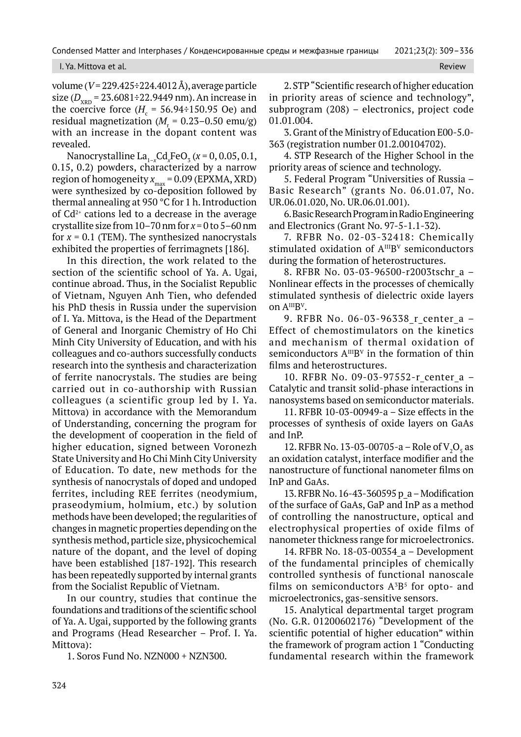volume ($V$ = 229.425÷224.4012 Å), average particle size ($D_{XRD}$ = 23.6081÷22.9449 nm). An increase in the coercive force ($H_c$ = 56.94÷150.95 Oe) and residual magnetization ($M_r$ = 0.23–0.50 emu/g) with an increase in the dopant content was revealed.

Nanocrystalline $La_{1-x}Cd_xFeO_3$ ($x$ = 0, 0.05, 0.1, 0.15, 0.2) powders, characterized by a narrow region of homogeneity $x_{max}$ = 0.09 (EPXMA, XRD) were synthesized by co-deposition followed by thermal annealing at 950 °C for 1 h. Introduction of $Cd^{2+}$ cations led to a decrease in the average crystallite size from 10–70 nm for $x$ = 0 to 5–60 nm for $x$ = 0.1 (TEM). The synthesized nanocrystals exhibited the properties of ferrimagnets [186].

In this direction, the work related to the section of the scientific school of Ya. A. Ugai, continue abroad. Thus, in the Socialist Republic of Vietnam, Nguyen Anh Tien, who defended his PhD thesis in Russia under the supervision of I. Ya. Mittova, is the Head of the Department of General and Inorganic Chemistry of Ho Chi Minh City University of Education, and with his colleagues and co-authors successfully conducts research into the synthesis and characterization of ferrite nanocrystals. The studies are being carried out in co-authorship with Russian colleagues (a scientific group led by I. Ya. Mittova) in accordance with the Memorandum of Understanding, concerning the program for the development of cooperation in the field of higher education, signed between Voronezh State University and Ho Chi Minh City University of Education. To date, new methods for the synthesis of nanocrystals of doped and undoped ferrites, including REE ferrites (neodymium, praseodymium, holmium, etc.) by solution methods have been developed; the regularities of changes in magnetic properties depending on the synthesis method, particle size, physicochemical nature of the dopant, and the level of doping have been established [187-192]. This research has been repeatedly supported by internal grants from the Socialist Republic of Vietnam.

In our country, studies that continue the foundations and traditions of the scientific school of Ya. A. Ugai, supported by the following grants and Programs (Head Researcher – Prof. I. Ya. Mittova):

1. Soros Fund No. NZN000 + NZN300.

2. STP "Scientific research of higher education in priority areas of science and technology", subprogram (208) – electronics, project code 01.01.004.

3. Grant of the Ministry of Education E00-5.0-363 (registration number 01.2.00104702).

4. STP Research of the Higher School in the priority areas of science and technology.

5. Federal Program "Universities of Russia – Basic Research" (grants No. 06.01.07, No. UR.06.01.020, No. UR.06.01.001).

6. Basic Research Program in Radio Engineering and Electronics (Grant No. 97-5-1.1-32).

7. RFBR No. 02-03-32418: Chemically stimulated oxidation of $A^{III}B^{V}$ semiconductors during the formation of heterostructures.

8. RFBR No. 03-03-96500-r2003tschr_a – Nonlinear effects in the processes of chemically stimulated synthesis of dielectric oxide layers on $A^{III}B^{V}$.

9. RFBR No. 06-03-96338_r_center_a – Effect of chemostimulators on the kinetics and mechanism of thermal oxidation of semiconductors $A^{III}B^{V}$ in the formation of thin films and heterostructures.

10. RFBR No. 09-03-97552-r_center_a – Catalytic and transit solid-phase interactions in nanosystems based on semiconductor materials.

11. RFBR 10-03-00949-a – Size effects in the processes of synthesis of oxide layers on GaAs and InP.

12. RFBR No. 13-03-00705-a – Role of $V_2O_5$ as an oxidation catalyst, interface modifier and the nanostructure of functional nanometer films on InP and GaAs.

13. RFBR No. 16-43-360595 p_a – Modification of the surface of GaAs, GaP and InP as a method of controlling the nanostructure, optical and electrophysical properties of oxide films of nanometer thickness range for microelectronics.

14. RFBR No. 18-03-00354_a – Development of the fundamental principles of chemically controlled synthesis of functional nanoscale films on semiconductors $A^3B^5$ for opto- and microelectronics, gas-sensitive sensors.

15. Analytical departmental target program (No. G.R. 01200602176) "Development of the scientific potential of higher education" within the framework of program action 1 "Conducting fundamental research within the framework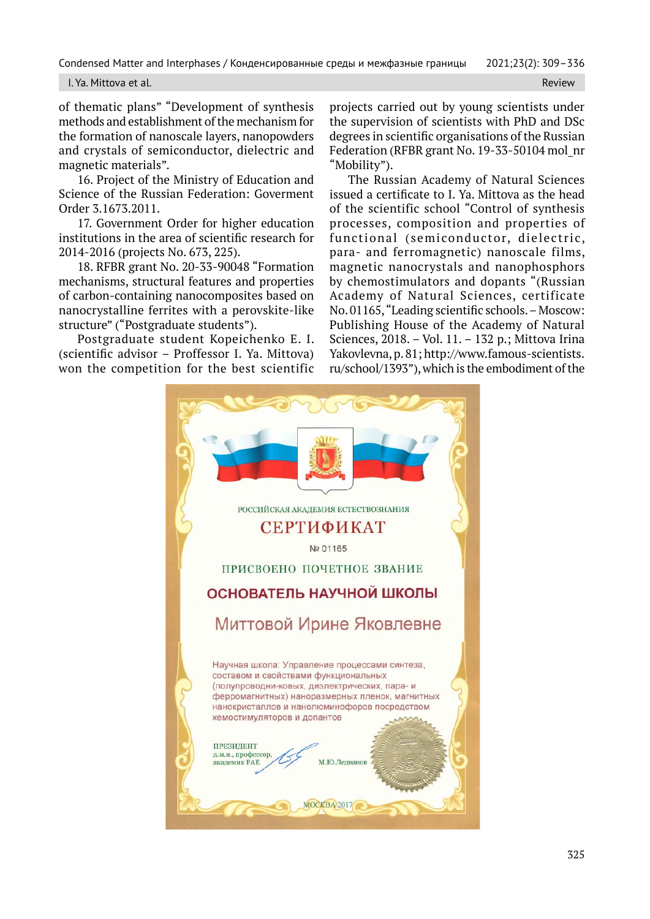of thematic plans" "Development of synthesis methods and establishment of the mechanism for the formation of nanoscale layers, nanopowders and crystals of semiconductor, dielectric and magnetic materials".

16. Project of the Ministry of Education and Science of the Russian Federation: Goverment Order 3.1673.2011.

17. Government Order for higher education institutions in the area of scientific research for 2014-2016 (projects No. 673, 225).

18. RFBR grant No. 20-33-90048 "Formation mechanisms, structural features and properties of carbon-containing nanocomposites based on nanocrystalline ferrites with a perovskite-like structure" ("Postgraduate students").

Postgraduate student Kopeichenko E. I. (scientific advisor – Proffessor I. Ya. Mittova) won the competition for the best scientific projects carried out by young scientists under the supervision of scientists with PhD and DSc degrees in scientific organisations of the Russian Federation (RFBR grant No. 19-33-50104 mol_nr "Mobility").

The Russian Academy of Natural Sciences issued a certificate to I. Ya. Mittova as the head of the scientific school "Control of synthesis processes, composition and properties of functional (semiconductor, dielectric, para- and ferromagnetic) nanoscale films, magnetic nanocrystals and nanophosphors by chemostimulators and dopants "(Russian Academy of Natural Sciences, certificate No. 01165, "Leading scientific schools. – Moscow: Publishing House of the Academy of Natural Sciences, 2018. – Vol. 11. – 132 p.; Mittova Irina Yakovlevna, p. 81; http://www.famous-scientists.ru/school/1393"), which is the embodiment of the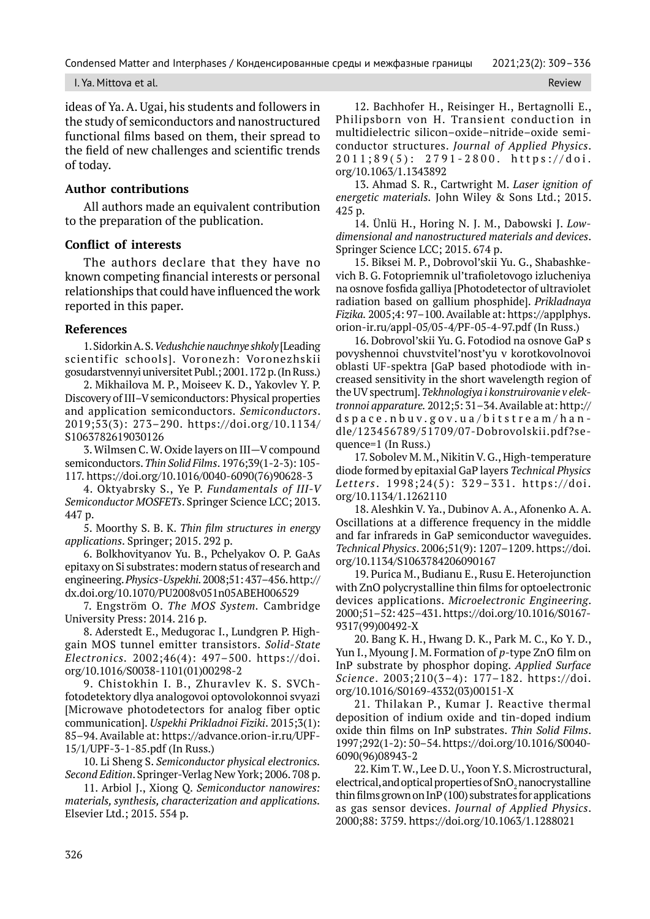ideas of Ya. A. Ugai, his students and followers in the study of semiconductors and nanostructured functional films based on them, their spread to the field of new challenges and scientific trends of today.

### Author contributions

All authors made an equivalent contribution to the preparation of the publication.

### Conflict of interests

The authors declare that they have no known competing financial interests or personal relationships that could have influenced the work reported in this paper.

### References

1. Sidorkin A. S. *Vedushchie nauchnye shkoly* [Leading scientific schools]. Voronezh: Voronezhskii gosudarstvennyi universitet Publ.; 2001. 172 p. (In Russ.)

2. Mikhailova M. P., Moiseev K. D., Yakovlev Y. P. Discovery of III–V semiconductors: Physical properties and application semiconductors. *Semiconductors*. 2019;53(3): 273–290. https://doi.org/10.1134/S1063782619030126

3. Wilmsen C. W. Oxide layers on III—V compound semiconductors. *Thin Solid Films*. 1976;39(1-2-3): 105-117. https://doi.org/10.1016/0040-6090(76)90628-3

4. Oktyabrsky S., Ye P. *Fundamentals of III-V Semiconductor MOSFETs*. Springer Science LCC; 2013. 447 p.

5. Moorthy S. B. K. *Thin film structures in energy applications*. Springer; 2015. 292 p.

6. Bolkhovityanov Yu. B., Pchelyakov O. P. GaAs epitaxy on Si substrates: modern status of research and engineering. *Physics-Uspekhi.* 2008;51: 437–456. http://dx.doi.org/10.1070/PU2008v051n05ABEH006529

7. Engström O. *The MOS System*. Cambridge University Press: 2014. 216 p.

8. Aderstedt E., Medugorac I., Lundgren P. High-gain MOS tunnel emitter transistors. *Solid-State Electronics*. 2002;46(4): 497–500. https://doi.org/10.1016/S0038-1101(01)00298-2

9. Chistokhin I. B., Zhuravlev K. S. SVCh-fotodetektory dlya analogovoi optovolokonnoi svyazi [Microwave photodetectors for analog fiber optic communication]. *Uspekhi Prikladnoi Fiziki*. 2015;3(1): 85–94. Available at: https://advance.orion-ir.ru/UPF-15/1/UPF-3-1-85.pdf (In Russ.)

10. Li Sheng S. *Semiconductor physical electronics. Second Edition*. Springer-Verlag New York; 2006. 708 p.

11. Arbiol J., Xiong Q. *Semiconductor nanowires: materials, synthesis, characterization and applications.* Elsevier Ltd.; 2015. 554 p.

12. Bachhofer H., Reisinger H., Bertagnolli E., Philipsborn von H. Transient conduction in multidielectric silicon–oxide–nitride–oxide semiconductor structures. *Journal of Applied Physics*. 2011;89(5): 2791-2800. https://doi.org/10.1063/1.1343892

13. Ahmad S. R., Cartwright M. *Laser ignition of energetic materials.* John Wiley & Sons Ltd.; 2015. 425 p.

14. Ünlü H., Horing N. J. M., Dabowski J. *Low-dimensional and nanostructured materials and devices*. Springer Science LCC; 2015. 674 p.

15. Biksei M. P., Dobrovol'skii Yu. G., Shabashkevich B. G. Fotopriemnik ul'trafioletovogo izlucheniya na osnove fosfida galliya [Photodetector of ultraviolet radiation based on gallium phosphide]. *Prikladnaya Fizika.* 2005;4: 97–100. Available at: https://applphys.orion-ir.ru/appl-05/05-4/PF-05-4-97.pdf (In Russ.)

16. Dobrovol'skii Yu. G. Fotodiod na osnove GaP s povyshennoi chuvstvitel'nost'yu v korotkovolnovoi oblasti UF-spektra [GaP based photodiode with increased sensitivity in the short wavelength region of the UV spectrum]. *Tekhnologiya i konstruirovanie v elektronnoi apparature.* 2012;5: 31–34. Available at: http://dspace.nbuv.gov.ua/bitstream/handle/123456789/51709/07-Dobrovolskii.pdf?sequence=1 (In Russ.)

17. Sobolev M. M., Nikitin V. G., High-temperature diode formed by epitaxial GaP layers *Technical Physics Letters*. 1998;24(5): 329–331. https://doi.org/10.1134/1.1262110

18. Aleshkin V. Ya., Dubinov A. A., Afonenko A. A. Oscillations at a difference frequency in the middle and far infrareds in GaP semiconductor waveguides. *Technical Physics*. 2006;51(9): 1207–1209. https://doi.org/10.1134/S1063784206090167

19. Purica M., Budianu E., Rusu E. Heterojunction with ZnO polycrystalline thin films for optoelectronic devices applications. *Microelectronic Engineering*. 2000;51–52: 425–431. https://doi.org/10.1016/S0167-9317(99)00492-X

20. Bang K. H., Hwang D. K., Park M. C., Ko Y. D., Yun I., Myoung J. M. Formation of *p*-type ZnO film on InP substrate by phosphor doping. *Applied Surface Science*. 2003;210(3–4): 177–182. https://doi.org/10.1016/S0169-4332(03)00151-X

21. Thilakan P., Kumar J. Reactive thermal deposition of indium oxide and tin-doped indium oxide thin films on InP substrates. *Thin Solid Films*. 1997;292(1-2): 50–54. https://doi.org/10.1016/S0040-6090(96)08943-2

22. Kim T. W., Lee D. U., Yoon Y. S. Microstructural, electrical, and optical properties of $SnO_2$ nanocrystalline thin films grown on InP (100) substrates for applications as gas sensor devices. *Journal of Applied Physics*. 2000;88: 3759. https://doi.org/10.1063/1.1288021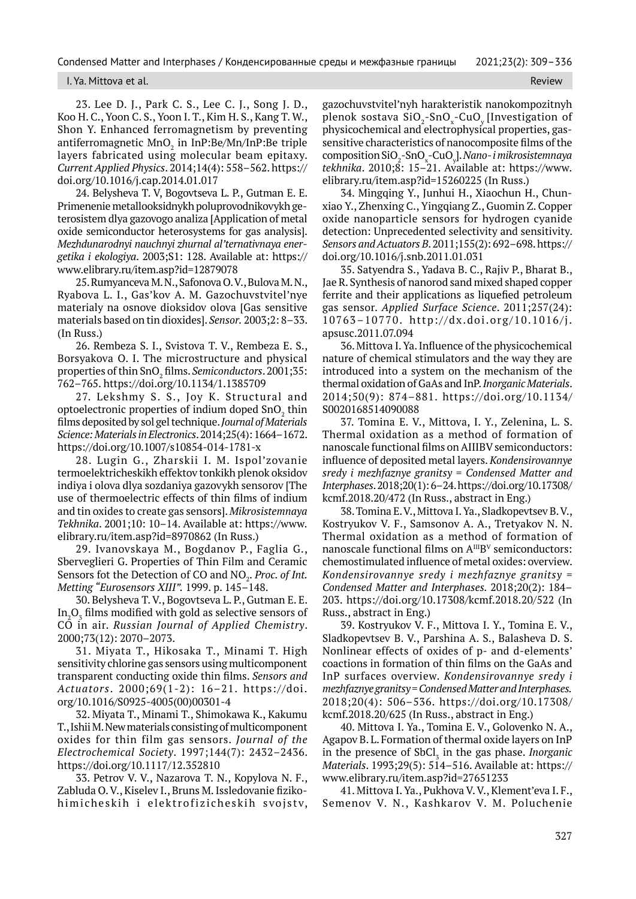23. Lee D. J., Park C. S., Lee C. J., Song J. D., Koo H. C., Yoon C. S., Yoon I. T., Kim H. S., Kang T. W., Shon Y. Enhanced ferromagnetism by preventing antiferromagnetic $MnO_2$ in InP:Be/Mn/InP:Be triple layers fabricated using molecular beam epitaxy. *Current Applied Physics*. 2014;14(4): 558–562. https://doi.org/10.1016/j.cap.2014.01.017

24. Belysheva T. V, Bogovtseva L. P., Gutman E. E. Primenenie metallooksidnykh poluprovodnikovykh geterosistem dlya gazovogo analiza [Application of metal oxide semiconductor heterosystems for gas analysis]. *Mezhdunarodnyi nauchnyi zhurnal al'ternativnaya energetika i ekologiya*. 2003;S1: 128. Available at: https://www.elibrary.ru/item.asp?id=12879078

25. Rumyanceva M. N., Safonova O. V., Bulova M. N., Ryabova L. I., Gas'kov A. M. Gazochuvstvitel'nye materialy na osnove dioksidov olova [Gas sensitive materials based on tin dioxides]. *Sensor.* 2003;2: 8–33. (In Russ.)

26. Rembeza S. I., Svistova T. V., Rembeza E. S., Borsyakova O. I. The microstructure and physical properties of thin $SnO_2$ films. *Semiconductors*. 2001;35: 762–765. https://doi.org/10.1134/1.1385709

27. Lekshmy S. S., Joy K. Structural and optoelectronic properties of indium doped $SnO_2$ thin films deposited by sol gel technique. *Journal of Materials Science: Materials in Electronics*. 2014;25(4): 1664–1672. https://doi.org/10.1007/s10854-014-1781-x

28. Lugin G., Zharskii I. M. Ispol'zovanie termoelektricheskikh effektov tonkikh plenok oksidov indiya i olova dlya sozdaniya gazovykh sensorov [The use of thermoelectric effects of thin films of indium and tin oxides to create gas sensors]. *Mikrosistemnaya Tekhnika*. 2001;10: 10–14. Available at: https://www.elibrary.ru/item.asp?id=8970862 (In Russ.)

29. Ivanovskaya M., Bogdanov P., Faglia G., Sberveglieri G. Properties of Thin Film and Ceramic Sensors fot the Detection of CO and $NO_2$. *Proc. of Int. Metting "Eurosensors XIII"*. 1999. p. 145–148.

30. Belysheva T. V., Bogovtseva L. P., Gutman E. E. $In_2O_3$ films modified with gold as selective sensors of CO in air. *Russian Journal of Applied Chemistry*. 2000;73(12): 2070–2073.

31. Miyata T., Hikosaka T., Minami T. High sensitivity chlorine gas sensors using multicomponent transparent conducting oxide thin films. *Sensors and Actuators*. 2000;69(1-2): 16–21. https://doi.org/10.1016/S0925-4005(00)00301-4

32. Miyata T., Minami T., Shimokawa K., Kakumu T., Ishii M. New materials consisting of multicomponent oxides for thin film gas sensors. *Journal of the Electrochemical Society*. 1997;144(7): 2432–2436. https://doi.org/10.1117/12.352810

33. Petrov V. V., Nazarova T. N., Kopylova N. F., Zabluda O. V., Kiselev I., Bruns M. Issledovanie fizikohimicheskih i elektrofizicheskih svojstv, gazochuvstvitel'nyh harakteristik nanokompozitnyh plenok sostava $SiO_2$-$SnO_x$-$CuO_y$ [Investigation of physicochemical and electrophysical properties, gas-sensitive characteristics of nanocomposite films of the composition $SiO_2$-$SnO_x$-$CuO_y$]. *Nano- i mikrosistemnaya tekhnika*. 2010;8: 15–21. Available at: https://www.elibrary.ru/item.asp?id=15260225 (In Russ.)

34. Mingqing Y., Junhui H., Xiaochun H., Chunxiao Y., Zhenxing C., Yingqiang Z., Guomin Z. Copper oxide nanoparticle sensors for hydrogen cyanide detection: Unprecedented selectivity and sensitivity. *Sensors and Actuators B*. 2011;155(2): 692–698. https://doi.org/10.1016/j.snb.2011.01.031

35. Satyendra S., Yadava B. C., Rajiv P., Bharat B., Jae R. Synthesis of nanorod sand mixed shaped copper ferrite and their applications as liquefied petroleum gas sensor. *Applied Surface Science*. 2011;257(24): 10763–10770. http://dx.doi.org/10.1016/j.apsusc.2011.07.094

36. Mittova I. Ya. Influence of the physicochemical nature of chemical stimulators and the way they are introduced into a system on the mechanism of the thermal oxidation of GaAs and InP. *Inorganic Materials*. 2014;50(9): 874–881. https://doi.org/10.1134/S0020168514090088

37. Tomina E. V., Mittova, I. Y., Zelenina, L. S. Thermal oxidation as a method of formation of nanoscale functional films on AIIIBV semiconductors: influence of deposited metal layers. *Kondensirovannye sredy i mezhfaznye granitsy = Condensed Matter and Interphases*. 2018;20(1): 6–24. https://doi.org/10.17308/kcmf.2018.20/472 (In Russ., abstract in Eng.)

38. Tomina E. V., Mittova I. Ya., Sladkopevtsev B. V., Kostryukov V. F., Samsonov A. A., Tretyakov N. N. Thermal oxidation as a method of formation of nanoscale functional films on $A^{III}B^{V}$ semiconductors: chemostimulated influence of metal oxides: overview. *Kondensirovannye sredy i mezhfaznye granitsy = Condensed Matter and Interphases*. 2018;20(2): 184–203. https://doi.org/10.17308/kcmf.2018.20/522 (In Russ., abstract in Eng.)

39. Kostryukov V. F., Mittova I. Y., Tomina E. V., Sladkopevtsev B. V., Parshina A. S., Balasheva D. S. Nonlinear effects of oxides of p- and d-elements' coactions in formation of thin films on the GaAs and InP surfaces overview. *Kondensirovannye sredy i mezhfaznye granitsy = Condensed Matter and Interphases*. 2018;20(4): 506–536. https://doi.org/10.17308/kcmf.2018.20/625 (In Russ., abstract in Eng.)

40. Mittova I. Ya., Tomina E. V., Golovenko N. A., Agapov B. L. Formation of thermal oxide layers on InP in the presence of $SbCl_3$ in the gas phase. *Inorganic Materials*. 1993;29(5): 514–516. Available at: https://www.elibrary.ru/item.asp?id=27651233

41. Mittova I. Ya., Pukhova V. V., Klement'eva I. F., Semenov V. N., Kashkarov V. M. Poluchenie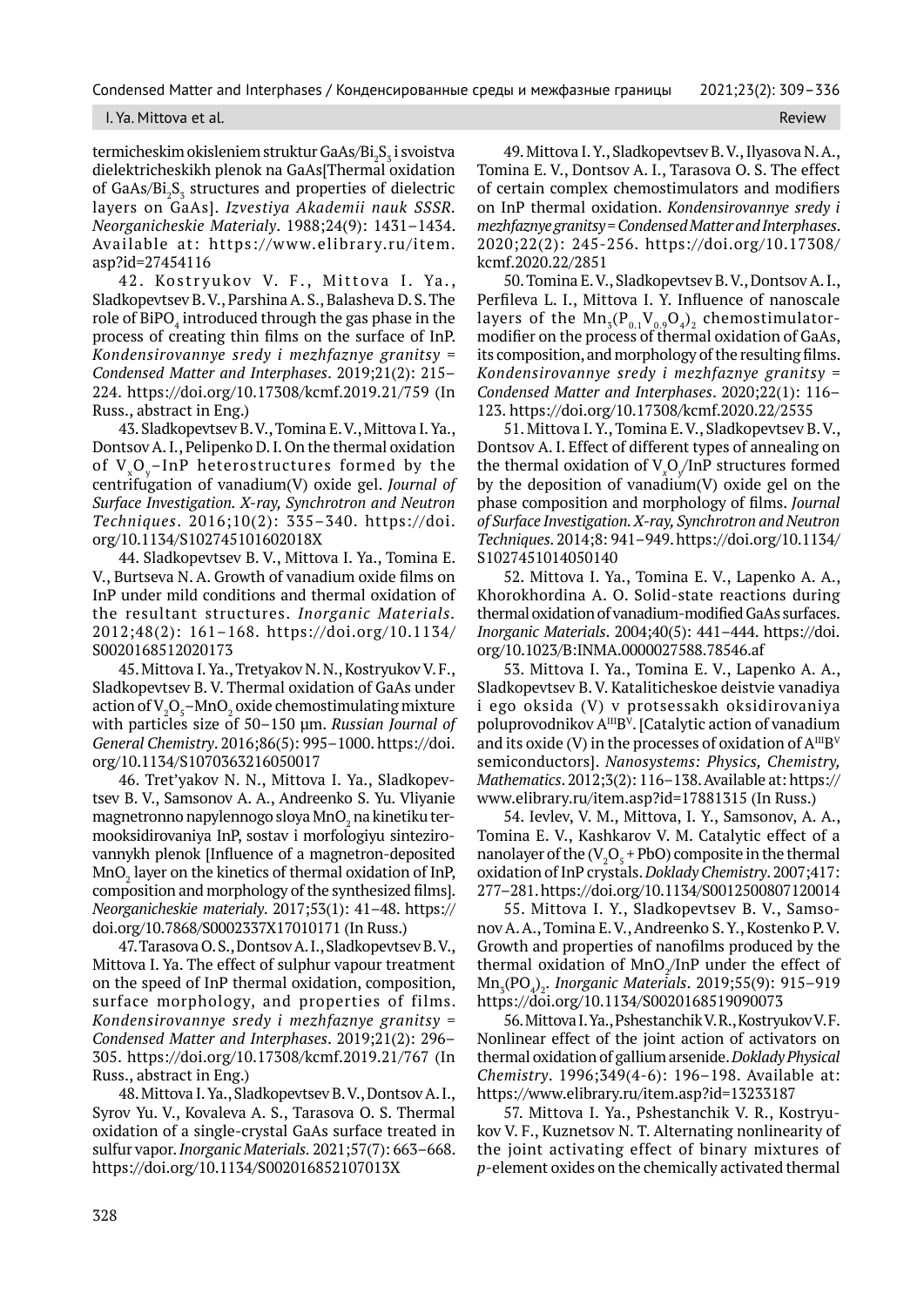termicheskim okisleniem struktur GaAs/$Bi_2S_3$ i svoistva dielektricheskikh plenok na GaAs[Thermal oxidation of GaAs/$Bi_2S_3$ structures and properties of dielectric layers on GaAs]. *Izvestiya Akademii nauk SSSR. Neorganicheskie Materialy*. 1988;24(9): 1431–1434. Available at: https://www.elibrary.ru/item.asp?id=27454116

42. Kostryukov V. F., Mittova I. Ya., Sladkopevtsev B. V., Parshina A. S., Balasheva D. S. The role of $BiPO_4$ introduced through the gas phase in the process of creating thin films on the surface of InP. *Kondensirovannye sredy i mezhfaznye granitsy = Condensed Matter and Interphases*. 2019;21(2): 215–224. https://doi.org/10.17308/kcmf.2019.21/759 (In Russ., abstract in Eng.)

43. Sladkopevtsev B. V., Tomina E. V., Mittova I. Ya., Dontsov A. I., Pelipenko D. I. On the thermal oxidation of $V_xO_y$–InP heterostructures formed by the centrifugation of vanadium(V) oxide gel. *Journal of Surface Investigation. X-ray, Synchrotron and Neutron Techniques*. 2016;10(2): 335–340. https://doi.org/10.1134/S102745101602018X

44. Sladkopevtsev B. V., Mittova I. Ya., Tomina E. V., Burtseva N. A. Growth of vanadium oxide films on InP under mild conditions and thermal oxidation of the resultant structures. *Inorganic Materials*. 2012;48(2): 161–168. https://doi.org/10.1134/S0020168512020173

45. Mittova I. Ya., Tretyakov N. N., Kostryukov V. F., Sladkopevtsev B. V. Thermal oxidation of GaAs under action of $V_2O_5$–$MnO_2$ oxide chemostimulating mixture with particles size of 50–150 μm. *Russian Journal of General Chemistry*. 2016;86(5): 995–1000. https://doi.org/10.1134/S1070363216050017

46. Tret'yakov N. N., Mittova I. Ya., Sladkopevtsev B. V., Samsonov A. A., Andreenko S. Yu. Vliyanie magnetronno napylennogo sloya $MnO_2$ na kinetiku termooksidirovaniya InP, sostav i morfologiyu sintezirovannykh plenok [Influence of a magnetron-deposited $MnO_2$ layer on the kinetics of thermal oxidation of InP, composition and morphology of the synthesized films]. *Neorganicheskie materialy*. 2017;53(1): 41–48. https://doi.org/10.7868/S0002337X17010171 (In Russ.)

47. Tarasova O. S., Dontsov A. I., Sladkopevtsev B. V., Mittova I. Ya. The effect of sulphur vapour treatment on the speed of InP thermal oxidation, composition, surface morphology, and properties of films. *Kondensirovannye sredy i mezhfaznye granitsy = Condensed Matter and Interphases*. 2019;21(2): 296–305. https://doi.org/10.17308/kcmf.2019.21/767 (In Russ., abstract in Eng.)

48. Mittova I. Ya., Sladkopevtsev B. V., Dontsov A. I., Syrov Yu. V., Kovaleva A. S., Tarasova O. S. Thermal oxidation of a single-crystal GaAs surface treated in sulfur vapor. *Inorganic Materials*. 2021;57(7): 663–668. https://doi.org/10.1134/S002016852107013X

49. Mittova I. Y., Sladkopevtsev B. V., Ilyasova N. A., Tomina E. V., Dontsov A. I., Tarasova O. S. The effect of certain complex chemostimulators and modifiers on InP thermal oxidation. *Kondensirovannye sredy i mezhfaznye granitsy = Condensed Matter and Interphases*. 2020;22(2): 245-256. https://doi.org/10.17308/kcmf.2020.22/2851

50. Tomina E. V., Sladkopevtsev B. V., Dontsov A. I., Perfileva L. I., Mittova I. Y. Influence of nanoscale layers of the $Mn_3(P_{0.1}V_{0.9}O_4)_2$ chemostimulator-modifier on the process of thermal oxidation of GaAs, its composition, and morphology of the resulting films. *Kondensirovannye sredy i mezhfaznye granitsy = Condensed Matter and Interphases*. 2020;22(1): 116–123. https://doi.org/10.17308/kcmf.2020.22/2535

51. Mittova I. Y., Tomina E. V., Sladkopevtsev B. V., Dontsov A. I. Effect of different types of annealing on the thermal oxidation of $V_xO_y$/InP structures formed by the deposition of vanadium(V) oxide gel on the phase composition and morphology of films. *Journal of Surface Investigation. X-ray, Synchrotron and Neutron Techniques*. 2014;8: 941–949. https://doi.org/10.1134/S1027451014050140

52. Mittova I. Ya., Tomina E. V., Lapenko A. A., Khorokhordina A. O. Solid-state reactions during thermal oxidation of vanadium-modified GaAs surfaces. *Inorganic Materials*. 2004;40(5): 441–444. https://doi.org/10.1023/B:INMA.0000027588.78546.af

53. Mittova I. Ya., Tomina E. V., Lapenko A. A., Sladkopevtsev B. V. Kataliticheskoe deistvie vanadiya i ego oksida (V) v protsessakh oksidirovaniya poluprovodnikov $A^{III}B^{V}$. [Catalytic action of vanadium and its oxide (V) in the processes of oxidation of $A^{III}B^{V}$ semiconductors]. *Nanosystems: Physics, Chemistry, Mathematics*. 2012;3(2): 116–138. Available at: https://www.elibrary.ru/item.asp?id=17881315 (In Russ.)

54. Ievlev, V. M., Mittova, I. Y., Samsonov, A. A., Tomina E. V., Kashkarov V. M. Catalytic effect of a nanolayer of the ($V_2O_5$ + PbO) composite in the thermal oxidation of InP crystals. *Doklady Chemistry*. 2007;417: 277–281. https://doi.org/10.1134/S0012500807120014

55. Mittova I. Y., Sladkopevtsev B. V., Samsonov A. A., Tomina E. V., Andreenko S. Y., Kostenko P. V. Growth and properties of nanofilms produced by the thermal oxidation of $MnO_2$/InP under the effect of $Mn_3(PO_4)_2$. *Inorganic Materials*. 2019;55(9): 915–919 https://doi.org/10.1134/S0020168519090073

56. Mittova I. Ya., Pshestanchik V. R., Kostryukov V. F. Nonlinear effect of the joint action of activators on thermal oxidation of gallium arsenide. *Doklady Physical Chemistry*. 1996;349(4-6): 196–198. Available at: https://www.elibrary.ru/item.asp?id=13233187

57. Mittova I. Ya., Pshestanchik V. R., Kostryukov V. F., Kuznetsov N. T. Alternating nonlinearity of the joint activating effect of binary mixtures of *p*-element oxides on the chemically activated thermal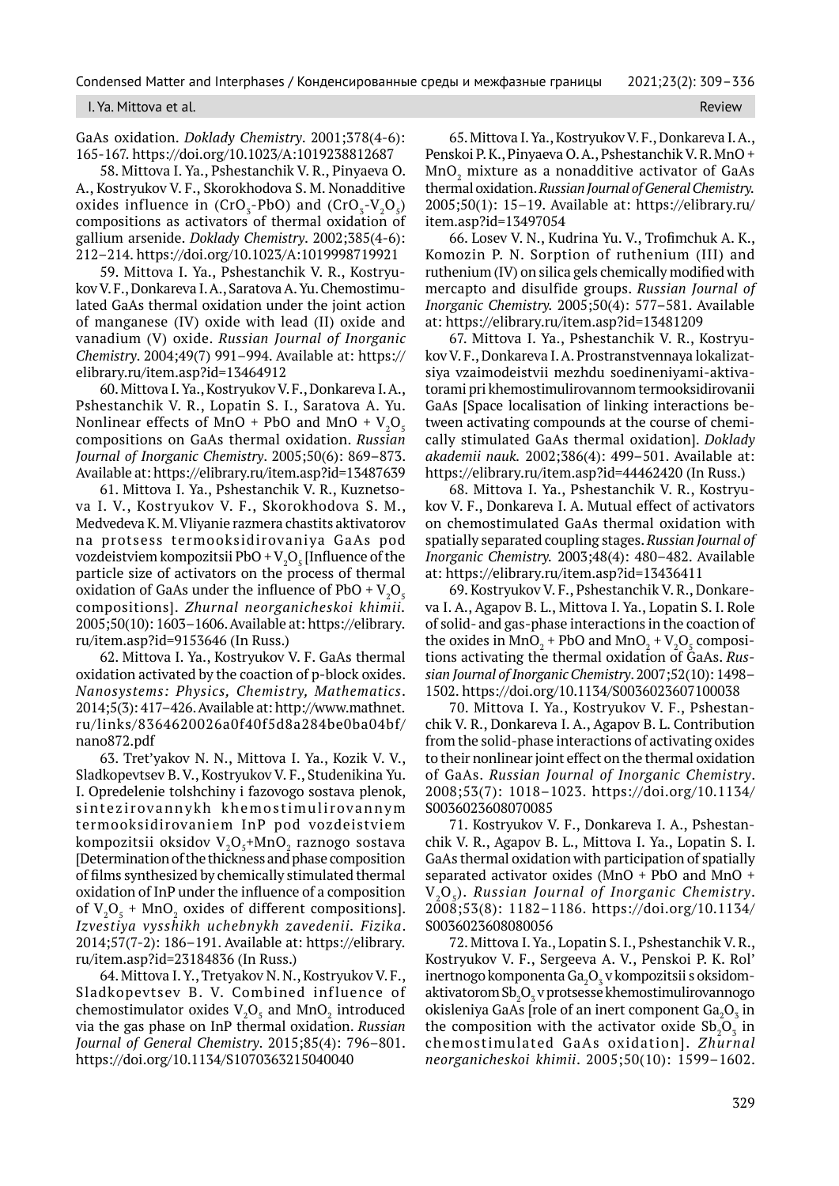GaAs oxidation. *Doklady Chemistry*. 2001;378(4-6): 165-167. https://doi.org/10.1023/A:1019238812687

58. Mittova I. Ya., Pshestanchik V. R., Pinyaeva O. A., Kostryukov V. F., Skorokhodova S. M. Nonadditive oxides influence in ($CrO_3$-PbO) and ($CrO_3$-$V_2O_5$) compositions as activators of thermal oxidation of gallium arsenide. *Doklady Chemistry*. 2002;385(4-6): 212–214. https://doi.org/10.1023/A:1019998719921

59. Mittova I. Ya., Pshestanchik V. R., Kostryukov V. F., Donkareva I. A., Saratova A. Yu. Chemostimulated GaAs thermal oxidation under the joint action of manganese (IV) oxide with lead (II) oxide and vanadium (V) oxide. *Russian Journal of Inorganic Chemistry*. 2004;49(7) 991–994. Available at: https://elibrary.ru/item.asp?id=13464912

60. Mittova I. Ya., Kostryukov V. F., Donkareva I. A., Pshestanchik V. R., Lopatin S. I., Saratova A. Yu. Nonlinear effects of MnO + PbO and MnO + $V_2O_5$ compositions on GaAs thermal oxidation. *Russian Journal of Inorganic Chemistry*. 2005;50(6): 869–873. Available at: https://elibrary.ru/item.asp?id=13487639

61. Mittova I. Ya., Pshestanchik V. R., Kuznetsova I. V., Kostryukov V. F., Skorokhodova S. M., Medvedeva K. M. Vliyanie razmera chastits aktivatorov na protsess termooksidirovaniya GaAs pod vozdeistviem kompozitsii PbO + $V_2O_5$ [Influence of the particle size of activators on the process of thermal oxidation of GaAs under the influence of PbO + $V_2O_5$ compositions]. *Zhurnal neorganicheskoi khimii*. 2005;50(10): 1603–1606. Available at: https://elibrary.ru/item.asp?id=9153646 (In Russ.)

62. Mittova I. Ya., Kostryukov V. F. GaAs thermal oxidation activated by the coaction of p-block oxides. *Nanosystems: Physics, Chemistry, Mathematics*. 2014;5(3): 417–426. Available at: http://www.mathnet.ru/links/8364620026a0f40f5d8a284be0ba04bf/nano872.pdf

63. Tret'yakov N. N., Mittova I. Ya., Kozik V. V., Sladkopevtsev B. V., Kostryukov V. F., Studenikina Yu. I. Opredelenie tolshchiny i fazovogo sostava plenok, sintezirovannykh khemostimulirovannym termooksidirovaniem InP pod vozdeistviem kompozitsii oksidov $V_2O_5$+$MnO_2$ raznogo sostava [Determination of the thickness and phase composition of films synthesized by chemically stimulated thermal oxidation of InP under the influence of a composition of $V_2O_5$ + $MnO_2$ oxides of different compositions]. *Izvestiya vysshikh uchebnykh zavedenii. Fizika*. 2014;57(7-2): 186–191. Available at: https://elibrary.ru/item.asp?id=23184836 (In Russ.)

64. Mittova I. Y., Tretyakov N. N., Kostryukov V. F., Sladkopevtsev B. V. Combined influence of chemostimulator oxides $V_2O_5$ and $MnO_2$ introduced via the gas phase on InP thermal oxidation. *Russian Journal of General Chemistry*. 2015;85(4): 796–801. https://doi.org/10.1134/S1070363215040040

65. Mittova I. Ya., Kostryukov V. F., Donkareva I. A., Penskoi P. K., Pinyaeva O. A., Pshestanchik V. R. MnO + $MnO_2$ mixture as a nonadditive activator of GaAs thermal oxidation. *Russian Journal of General Chemistry*. 2005;50(1): 15–19. Available at: https://elibrary.ru/item.asp?id=13497054

66. Losev V. N., Kudrina Yu. V., Trofimchuk A. K., Komozin P. N. Sorption of ruthenium (III) and ruthenium (IV) on silica gels chemically modified with mercapto and disulfide groups. *Russian Journal of Inorganic Chemistry*. 2005;50(4): 577–581. Available at: https://elibrary.ru/item.asp?id=13481209

67. Mittova I. Ya., Pshestanchik V. R., Kostryukov V. F., Donkareva I. A. Prostranstvennaya lokalizatsiya vzaimodeistvii mezhdu soedineniyami-aktivatorami pri khemostimulirovannom termooksidirovanii GaAs [Space localisation of linking interactions between activating compounds at the course of chemically stimulated GaAs thermal oxidation]. *Doklady akademii nauk*. 2002;386(4): 499–501. Available at: https://elibrary.ru/item.asp?id=44462420 (In Russ.)

68. Mittova I. Ya., Pshestanchik V. R., Kostryukov V. F., Donkareva I. A. Mutual effect of activators on chemostimulated GaAs thermal oxidation with spatially separated coupling stages. *Russian Journal of Inorganic Chemistry*. 2003;48(4): 480–482. Available at: https://elibrary.ru/item.asp?id=13436411

69. Kostryukov V. F., Pshestanchik V. R., Donkareva I. A., Agapov B. L., Mittova I. Ya., Lopatin S. I. Role of solid- and gas-phase interactions in the coaction of the oxides in $MnO_2$ + PbO and $MnO_2$ + $V_2O_5$ compositions activating the thermal oxidation of GaAs. *Russian Journal of Inorganic Chemistry*. 2007;52(10): 1498–1502. https://doi.org/10.1134/S0036023607100038

70. Mittova I. Ya., Kostryukov V. F., Pshestanchik V. R., Donkareva I. A., Agapov B. L. Contribution from the solid-phase interactions of activating oxides to their nonlinear joint effect on the thermal oxidation of GaAs. *Russian Journal of Inorganic Chemistry*. 2008;53(7): 1018–1023. https://doi.org/10.1134/S0036023608070085

71. Kostryukov V. F., Donkareva I. A., Pshestanchik V. R., Agapov B. L., Mittova I. Ya., Lopatin S. I. GaAs thermal oxidation with participation of spatially separated activator oxides (MnO + PbO and MnO + $V_2O_5$). *Russian Journal of Inorganic Chemistry*. 2008;53(8): 1182–1186. https://doi.org/10.1134/S0036023608080056

72. Mittova I. Ya., Lopatin S. I., Pshestanchik V. R., Kostryukov V. F., Sergeeva A. V., Penskoi P. K. Rol' inertnogo komponenta $Ga_2O_3$ v kompozitsii s oksidom-aktivatorom $Sb_2O_3$ v protsesse khemostimulirovannogo okisleniya GaAs [role of an inert component $Ga_2O_3$ in the composition with the activator oxide $Sb_2O_3$ in the chemostimulated GaAs oxidation]. *Zhurnal neorganicheskoi khimii*. 2005;50(10): 1599–1602.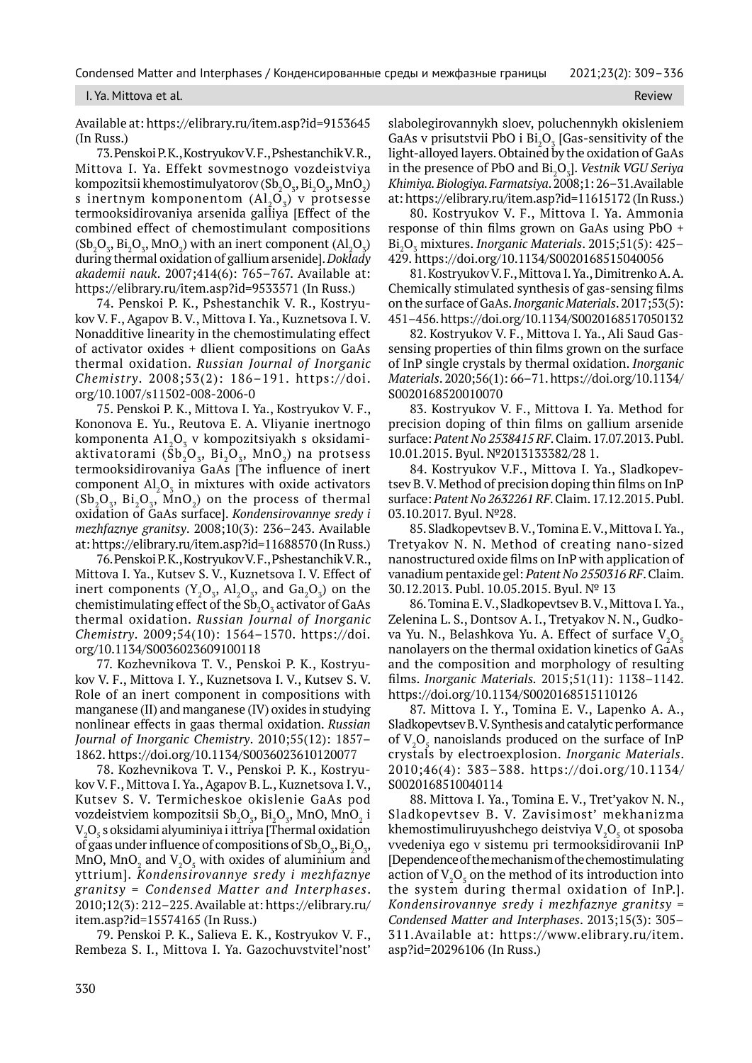Available at: https://elibrary.ru/item.asp?id=9153645 (In Russ.)

73. Penskoi P. K., Kostryukov V. F., Pshestanchik V. R., Mittova I. Ya. Effekt sovmestnogo vozdeistviya kompozitsii khemostimulyatorov ($Sb_2O_3$, $Bi_2O_3$, $MnO_2$) s inertnym komponentom ($Al_2O_3$) v protsesse termooksidirovaniya arsenida galliya [Effect of the combined effect of chemostimulant compositions ($Sb_2O_3$, $Bi_2O_3$, $MnO_2$) with an inert component ($Al_2O_3$) during thermal oxidation of gallium arsenide]. *Doklady akademii nauk*. 2007;414(6): 765–767. Available at: https://elibrary.ru/item.asp?id=9533571 (In Russ.)

74. Penskoi P. K., Pshestanchik V. R., Kostryukov V. F., Agapov B. V., Mittova I. Ya., Kuznetsova I. V. Nonadditive linearity in the chemostimulating effect of activator oxides + dlient compositions on GaAs thermal oxidation. *Russian Journal of Inorganic Chemistry*. 2008;53(2): 186–191. https://doi.org/10.1007/s11502-008-2006-0

75. Penskoi P. K., Mittova I. Ya., Kostryukov V. F., Kononova E. Yu., Reutova E. A. Vliyanie inertnogo komponenta $A1_2O_3$ v kompozitsiyakh s oksidami-aktivatorami ($Sb_2O_3$, $Bi_2O_3$, $MnO_2$) na protsess termooksidirovaniya GaAs [The influence of inert component $Al_2O_3$ in mixtures with oxide activators ($Sb_2O_3$, $Bi_2O_3$, $MnO_2$) on the process of thermal oxidation of GaAs surface]. *Kondensirovannye sredy i mezhfaznye granitsy*. 2008;10(3): 236–243. Available at: https://elibrary.ru/item.asp?id=11688570 (In Russ.)

76. Penskoi P. K., Kostryukov V. F., Pshestanchik V. R., Mittova I. Ya., Kutsev S. V., Kuznetsova I. V. Effect of inert components ($Y_2O_3$, $Al_2O_3$, and $Ga_2O_3$) on the chemistimulating effect of the $Sb_2O_3$ activator of GaAs thermal oxidation. *Russian Journal of Inorganic Chemistry*. 2009;54(10): 1564–1570. https://doi.org/10.1134/S0036023609100118

77. Kozhevnikova T. V., Penskoi P. K., Kostryukov V. F., Mittova I. Y., Kuznetsova I. V., Kutsev S. V. Role of an inert component in compositions with manganese (II) and manganese (IV) oxides in studying nonlinear effects in gaas thermal oxidation. *Russian Journal of Inorganic Chemistry*. 2010;55(12): 1857–1862. https://doi.org/10.1134/S0036023610120077

78. Kozhevnikova T. V., Penskoi P. K., Kostryukov V. F., Mittova I. Ya., Agapov B. L., Kuznetsova I. V., Kutsev S. V. Termicheskoe okislenie GaAs pod vozdeistviem kompozitsii $Sb_2O_3$, $Bi_2O_3$, MnO, $MnO_2$ i $V_2O_5$ s oksidami alyuminiya i ittriya [Thermal oxidation of gaas under influence of compositions of $Sb_2O_3$, $Bi_2O_3$, MnO, $MnO_2$ and $V_2O_5$ with oxides of aluminium and yttrium]. *Kondensirovannye sredy i mezhfaznye granitsy = Condensed Matter and Interphases*. 2010;12(3): 212–225. Available at: https://elibrary.ru/item.asp?id=15574165 (In Russ.)

79. Penskoi P. K., Salieva E. K., Kostryukov V. F., Rembeza S. I., Mittova I. Ya. Gazochuvstvitel'nost' slabolegirovannykh sloev, poluchennykh okisleniem GaAs v prisutstvii PbO i $Bi_2O_3$ [Gas-sensitivity of the light-alloyed layers. Obtained by the oxidation of GaAs in the presence of PbO and $Bi_2O_3$]. *Vestnik VGU Seriya Khimiya. Biologiya. Farmatsiya*. 2008;1: 26–31. Available at: https://elibrary.ru/item.asp?id=11615172 (In Russ.)

80. Kostryukov V. F., Mittova I. Ya. Ammonia response of thin films grown on GaAs using PbO + $Bi_2O_3$ mixtures. *Inorganic Materials*. 2015;51(5): 425–429. https://doi.org/10.1134/S0020168515040056

81. Kostryukov V. F., Mittova I. Ya., Dimitrenko A. A. Chemically stimulated synthesis of gas-sensing films on the surface of GaAs. *Inorganic Materials*. 2017;53(5): 451–456. https://doi.org/10.1134/S0020168517050132

82. Kostryukov V. F., Mittova I. Ya., Ali Saud Gas-sensing properties of thin films grown on the surface of InP single crystals by thermal oxidation. *Inorganic Materials*. 2020;56(1): 66–71. https://doi.org/10.1134/S0020168520010070

83. Kostryukov V. F., Mittova I. Ya. Method for precision doping of thin films on gallium arsenide surface: *Patent No 2538415 RF*. Claim. 17.07.2013. Publ. 10.01.2015. Byul. №2013133382/28 1.

84. Kostryukov V.F., Mittova I. Ya., Sladkopevtsev B. V. Method of precision doping thin films on InP surface: *Patent No 2632261 RF*. Claim. 17.12.2015. Publ. 03.10.2017. Byul. №28.

85. Sladkopevtsev B. V., Tomina E. V., Mittova I. Ya., Tretyakov N. N. Method of creating nano-sized nanostructured oxide films on InP with application of vanadium pentaxide gel: *Patent No 2550316 RF*. Claim. 30.12.2013. Publ. 10.05.2015. Byul. № 13

86. Tomina E. V., Sladkopevtsev B. V., Mittova I. Ya., Zelenina L. S., Dontsov A. I., Tretyakov N. N., Gudkova Yu. N., Belashkova Yu. A. Effect of surface $V_2O_5$ nanolayers on the thermal oxidation kinetics of GaAs and the composition and morphology of resulting films. *Inorganic Materials.* 2015;51(11): 1138–1142. https://doi.org/10.1134/S0020168515110126

87. Mittova I. Y., Tomina E. V., Lapenko A. A., Sladkopevtsev B. V. Synthesis and catalytic performance of $V_2O_5$ nanoislands produced on the surface of InP crystals by electroexplosion. *Inorganic Materials*. 2010;46(4): 383–388. https://doi.org/10.1134/S0020168510040114

88. Mittova I. Ya., Tomina E. V., Tret'yakov N. N., Sladkopevtsev B. V. Zavisimost' mekhanizma khemostimuliruyushchego deistviya $V_2O_5$ ot sposoba vvedeniya ego v sistemu pri termooksidirovanii InP [Dependence of the mechanism of the chemostimulating action of $V_2O_5$ on the method of its introduction into the system during thermal oxidation of InP.]. *Kondensirovannye sredy i mezhfaznye granitsy = Condensed Matter and Interphases*. 2013;15(3): 305–311. Available at: https://www.elibrary.ru/item.asp?id=20296106 (In Russ.)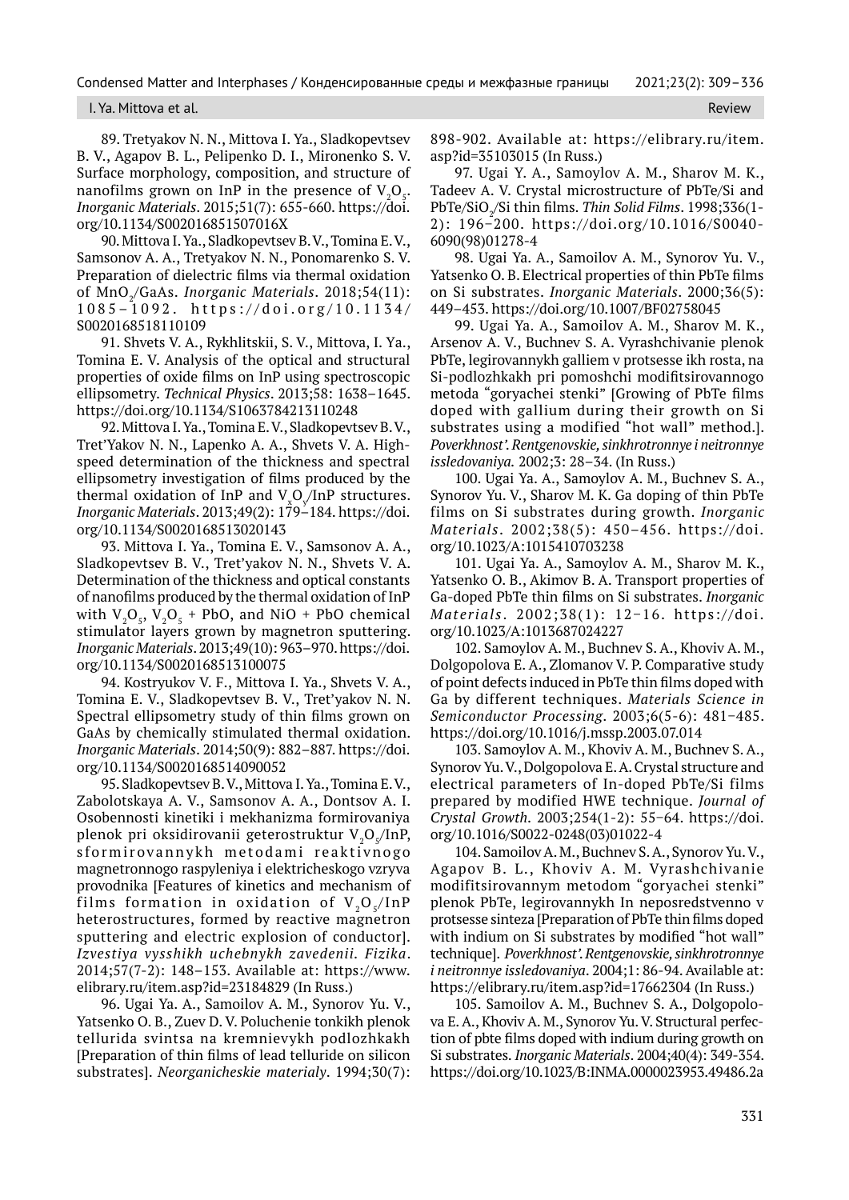89. Tretyakov N. N., Mittova I. Ya., Sladkopevtsev B. V., Agapov B. L., Pelipenko D. I., Mironenko S. V. Surface morphology, composition, and structure of nanofilms grown on InP in the presence of $V_2O_5$. *Inorganic Materials*. 2015;51(7): 655-660. https://doi.org/10.1134/S002016851507016X

90. Mittova I. Ya., Sladkopevtsev B. V., Tomina E. V., Samsonov A. A., Tretyakov N. N., Ponomarenko S. V. Preparation of dielectric films via thermal oxidation of $MnO_2$/GaAs. *Inorganic Materials*. 2018;54(11): 1085–1092. https://doi.org/10.1134/S0020168518110109

91. Shvets V. A., Rykhlitskii, S. V., Mittova, I. Ya., Tomina E. V. Analysis of the optical and structural properties of oxide films on InP using spectroscopic ellipsometry. *Technical Physics*. 2013;58: 1638–1645. https://doi.org/10.1134/S1063784213110248

92. Mittova I. Ya., Tomina E. V., Sladkopevtsev B. V., Tret'Yakov N. N., Lapenko A. A., Shvets V. A. High-speed determination of the thickness and spectral ellipsometry investigation of films produced by the thermal oxidation of InP and $V_xO_y$/InP structures. *Inorganic Materials*. 2013;49(2): 179–184. https://doi.org/10.1134/S0020168513020143

93. Mittova I. Ya., Tomina E. V., Samsonov A. A., Sladkopevtsev B. V., Tret'yakov N. N., Shvets V. A. Determination of the thickness and optical constants of nanofilms produced by the thermal oxidation of InP with $V_2O_5$, $V_2O_5$ + PbO, and NiO + PbO chemical stimulator layers grown by magnetron sputtering. *Inorganic Materials*. 2013;49(10): 963–970. https://doi.org/10.1134/S0020168513100075

94. Kostryukov V. F., Mittova I. Ya., Shvets V. A., Tomina E. V., Sladkopevtsev B. V., Tret'yakov N. N. Spectral ellipsometry study of thin films grown on GaAs by chemically stimulated thermal oxidation. *Inorganic Materials*. 2014;50(9): 882–887. https://doi.org/10.1134/S0020168514090052

95. Sladkopevtsev B. V., Mittova I. Ya., Tomina E. V., Zabolotskaya A. V., Samsonov A. A., Dontsov A. I. Osobennosti kinetiki i mekhanizma formirovaniya plenok pri oksidirovanii geterostruktur $V_2O_5$/InP sformirovannykh metodami reaktivnogo magnetronnogo raspyleniya i elektricheskogo vzryva provodnika [Features of kinetics and mechanism of films formation in oxidation of $V_2O_5$/InP heterostructures, formed by reactive magnetron sputtering and electric explosion of conductor]. *Izvestiya vysshikh uchebnykh zavedenii. Fizika*. 2014;57(7-2): 148–153. Available at: https://www.elibrary.ru/item.asp?id=23184829 (In Russ.)

96. Ugai Ya. A., Samoilov A. M., Synorov Yu. V., Yatsenko O. B., Zuev D. V. Poluchenie tonkikh plenok tellurida svintsa na kremnievykh podlozhkakh [Preparation of thin films of lead telluride on silicon substrates]. *Neorganicheskie materialy*. 1994;30(7): 898-902. Available at: https://elibrary.ru/item.asp?id=35103015 (In Russ.)

97. Ugai Y. A., Samoylov A. M., Sharov M. K., Tadeev A. V. Crystal microstructure of PbTe/Si and PbTe/$SiO_2$/Si thin films. *Thin Solid Films*. 1998;336(1-2): 196–200. https://doi.org/10.1016/S0040-6090(98)01278-4

98. Ugai Ya. A., Samoilov A. M., Synorov Yu. V., Yatsenko O. B. Electrical properties of thin PbTe films on Si substrates. *Inorganic Materials*. 2000;36(5): 449–453. https://doi.org/10.1007/BF02758045

99. Ugai Ya. A., Samoilov A. M., Sharov M. K., Arsenov A. V., Buchnev S. A. Vyrashchivanie plenok PbTe, legirovannykh galliem v protsesse ikh rosta, na Si-podlozhkakh pri pomoshchi modifitsirovannogo metoda "goryachei stenki" [Growing of PbTe films doped with gallium during their growth on Si substrates using a modified "hot wall" method.]. *Poverkhnost'. Rentgenovskie, sinkhrotronnye i neitronnye issledovaniya.* 2002;3: 28–34. (In Russ.)

100. Ugai Ya. A., Samoylov A. M., Buchnev S. A., Synorov Yu. V., Sharov M. K. Ga doping of thin PbTe films on Si substrates during growth. *Inorganic Materials*. 2002;38(5): 450–456. https://doi.org/10.1023/A:1015410703238

101. Ugai Ya. A., Samoylov A. M., Sharov M. K., Yatsenko O. B., Akimov B. A. Transport properties of Ga-doped PbTe thin films on Si substrates. *Inorganic Materials*. 2002;38(1): 12–16. https://doi.org/10.1023/A:1013687024227

102. Samoylov A. M., Buchnev S. A., Khoviv A. M., Dolgopolova E. A., Zlomanov V. P. Comparative study of point defects induced in PbTe thin films doped with Ga by different techniques. *Materials Science in Semiconductor Processing*. 2003;6(5-6): 481–485. https://doi.org/10.1016/j.mssp.2003.07.014

103. Samoylov A. M., Khoviv A. M., Buchnev S. A., Synorov Yu. V., Dolgopolova E. A. Crystal structure and electrical parameters of In-doped PbTe/Si films prepared by modified HWE technique. *Journal of Crystal Growth*. 2003;254(1-2): 55–64. https://doi.org/10.1016/S0022-0248(03)01022-4

104. Samoilov A. M., Buchnev S. A., Synorov Yu. V., Agapov B. L., Khoviv A. M. Vyrashchivanie modifitsirovannym metodom "goryachei stenki" plenok PbTe, legirovannykh In neposredstvenno v protsesse sinteza [Preparation of PbTe thin films doped with indium on Si substrates by modified "hot wall" technique]. *Poverkhnost'. Rentgenovskie, sinkhrotronnye i neitronnye issledovaniya*. 2004;1: 86-94. Available at: https://elibrary.ru/item.asp?id=17662304 (In Russ.)

105. Samoilov A. M., Buchnev S. A., Dolgopolova E. A., Khoviv A. M., Synorov Yu. V. Structural perfection of pbte films doped with indium during growth on Si substrates. *Inorganic Materials*. 2004;40(4): 349-354. https://doi.org/10.1023/B:INMA.0000023953.49486.2a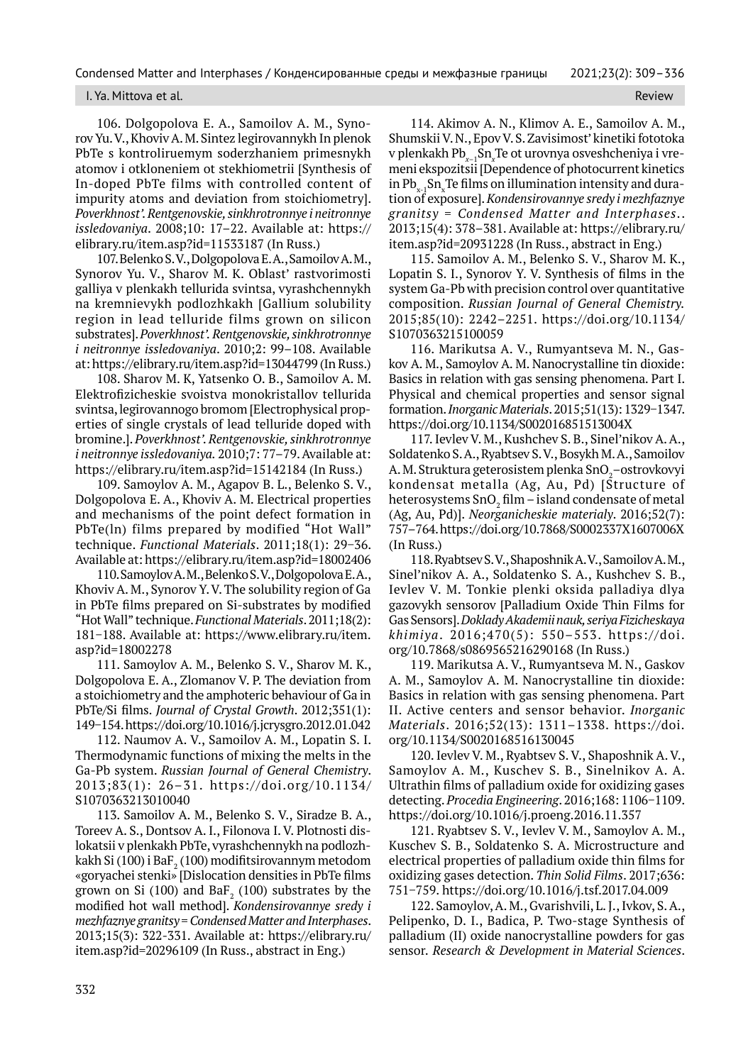106. Dolgopolova E. A., Samoilov A. M., Synorov Yu. V., Khoviv A. M. Sintez legirovannykh In plenok PbTe s kontroliruemym soderzhaniem primesnykh atomov i otkloneniem ot stekhiometrii [Synthesis of In-doped PbTe films with controlled content of impurity atoms and deviation from stoichiometry]. *Poverkhnost'. Rentgenovskie, sinkhrotronnye i neitronnye issledovaniya*. 2008;10: 17–22. Available at: https://elibrary.ru/item.asp?id=11533187 (In Russ.)

107. Belenko S. V., Dolgopolova E. A., Samoilov A. M., Synorov Yu. V., Sharov M. K. Oblast' rastvorimosti galliya v plenkakh tellurida svintsa, vyrashchennykh na kremnievykh podlozhkakh [Gallium solubility region in lead telluride films grown on silicon substrates]. *Poverkhnost'. Rentgenovskie, sinkhrotronnye i neitronnye issledovaniya*. 2010;2: 99–108. Available at: https://elibrary.ru/item.asp?id=13044799 (In Russ.)

108. Sharov M. K, Yatsenko O. B., Samoilov A. M. Elektrofizicheskie svoistva monokristallov tellurida svintsa, legirovannogo bromom [Electrophysical properties of single crystals of lead telluride doped with bromine.]. *Poverkhnost'. Rentgenovskie, sinkhrotronnye i neitronnye issledovaniya.* 2010;7: 77–79. Available at: https://elibrary.ru/item.asp?id=15142184 (In Russ.)

109. Samoylov A. M., Agapov B. L., Belenko S. V., Dolgopolova E. A., Khoviv A. M. Electrical properties and mechanisms of the point defect formation in PbTe(In) films prepared by modified "Hot Wall" technique. *Functional Materials*. 2011;18(1): 29–36. Available at: https://elibrary.ru/item.asp?id=18002406

110. Samoylov A. M., Belenko S. V., Dolgopolova E. A., Khoviv A. M., Synorov Y. V. The solubility region of Ga in PbTe films prepared on Si-substrates by modified "Hot Wall" technique. *Functional Materials*. 2011;18(2): 181–188. Available at: https://www.elibrary.ru/item.asp?id=18002278

111. Samoylov A. M., Belenko S. V., Sharov M. K., Dolgopolova E. A., Zlomanov V. P. The deviation from a stoichiometry and the amphoteric behaviour of Ga in PbTe/Si films. *Journal of Crystal Growth*. 2012;351(1): 149–154. https://doi.org/10.1016/j.jcrysgro.2012.01.042

112. Naumov A. V., Samoilov A. M., Lopatin S. I. Thermodynamic functions of mixing the melts in the Ga-Pb system. *Russian Journal of General Chemistry*. 2013;83(1): 26–31. https://doi.org/10.1134/S1070363213010040

113. Samoilov A. M., Belenko S. V., Siradze B. A., Toreev A. S., Dontsov A. I., Filonova I. V. Plotnosti dislokatsii v plenkakh PbTe, vyrashchennykh na podlozhkakh Si (100) i $BaF_2$ (100) modifitsirovannym metodom «goryachei stenki» [Dislocation densities in PbTe films grown on Si (100) and $BaF_2$ (100) substrates by the modified hot wall method]. *Kondensirovannye sredy i mezhfaznye granitsy = Condensed Matter and Interphases*. 2013;15(3): 322-331. Available at: https://elibrary.ru/item.asp?id=20296109 (In Russ., abstract in Eng.)

114. Akimov A. N., Klimov A. E., Samoilov A. M., Shumskii V. N., Epov V. S. Zavisimost' kinetiki fototoka v plenkakh $Pb_{x-1}Sn_xTe$ ot urovnya osveshcheniya i vremeni ekspozitsii [Dependence of photocurrent kinetics in $Pb_{x-1}Sn_xTe$ films on illumination intensity and duration of exposure]. *Kondensirovannye sredy i mezhfaznye granitsy = Condensed Matter and Interphases.*. 2013;15(4): 378–381. Available at: https://elibrary.ru/item.asp?id=20931228 (In Russ., abstract in Eng.)

115. Samoilov A. M., Belenko S. V., Sharov M. K., Lopatin S. I., Synorov Y. V. Synthesis of films in the system Ga-Pb with precision control over quantitative composition. *Russian Journal of General Chemistry.* 2015;85(10): 2242–2251. https://doi.org/10.1134/S1070363215100059

116. Marikutsa A. V., Rumyantseva M. N., Gaskov A. M., Samoylov A. M. Nanocrystalline tin dioxide: Basics in relation with gas sensing phenomena. Part I. Physical and chemical properties and sensor signal formation. *Inorganic Materials*. 2015;51(13): 1329–1347. https://doi.org/10.1134/S002016851513004X

117. Ievlev V. M., Kushchev S. B., Sinel'nikov A. A., Soldatenko S. A., Ryabtsev S. V., Bosykh M. A., Samoilov A. M. Struktura geterosistem plenka $SnO_2$–ostrovkovyi kondensat metalla (Ag, Au, Pd) [Structure of heterosystems $SnO_2$ film – island condensate of metal (Ag, Au, Pd)]. *Neorganicheskie materialy*. 2016;52(7): 757–764. https://doi.org/10.7868/S0002337X1607006X (In Russ.)

118. Ryabtsev S. V., Shaposhnik A. V., Samoilov A. M., Sinel'nikov A. A., Soldatenko S. A., Kushchev S. B., Ievlev V. M. Tonkie plenki oksida palladiya dlya gazovykh sensorov [Palladium Oxide Thin Films for Gas Sensors]. *Doklady Akademii nauk, seriya Fizicheskaya khimiya*. 2016;470(5): 550–553. https://doi.org/10.7868/s0869565216290168 (In Russ.)

119. Marikutsa A. V., Rumyantseva M. N., Gaskov A. M., Samoylov A. M. Nanocrystalline tin dioxide: Basics in relation with gas sensing phenomena. Part II. Active centers and sensor behavior. *Inorganic Materials*. 2016;52(13): 1311–1338. https://doi.org/10.1134/S0020168516130045

120. Ievlev V. M., Ryabtsev S. V., Shaposhnik A. V., Samoylov A. M., Kuschev S. B., Sinelnikov A. A. Ultrathin films of palladium oxide for oxidizing gases detecting. *Procedia Engineering*. 2016;168: 1106–1109. https://doi.org/10.1016/j.proeng.2016.11.357

121. Ryabtsev S. V., Ievlev V. M., Samoylov A. M., Kuschev S. B., Soldatenko S. A. Microstructure and electrical properties of palladium oxide thin films for oxidizing gases detection. *Thin Solid Films*. 2017;636: 751–759. https://doi.org/10.1016/j.tsf.2017.04.009

122. Samoylov, A. M., Gvarishvili, L. J., Ivkov, S. A., Pelipenko, D. I., Badica, P. Two-stage Synthesis of palladium (II) oxide nanocrystalline powders for gas sensor. *Research & Development in Material Sciences*.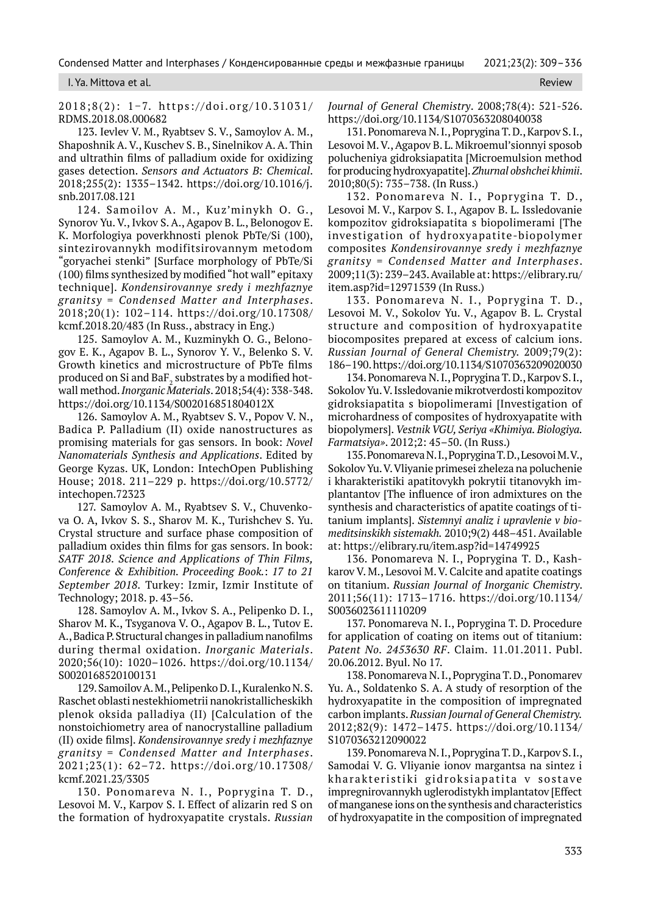2018;8(2): 1–7. https://doi.org/10.31031/RDMS.2018.08.000682

123. Ievlev V. M., Ryabtsev S. V., Samoylov A. M., Shaposhnik A. V., Kuschev S. B., Sinelnikov A. A. Thin and ultrathin films of palladium oxide for oxidizing gases detection. *Sensors and Actuators B: Chemical*. 2018;255(2): 1335–1342. https://doi.org/10.1016/j.snb.2017.08.121

124. Samoilov A. M., Kuz'minykh O. G., Synorov Yu. V., Ivkov S. A., Agapov B. L., Belonogov E. K. Morfologiya poverkhnosti plenok PbTe/Si (100), sintezirovannykh modifitsirovannym metodom "goryachei stenki" [Surface morphology of PbTe/Si (100) films synthesized by modified "hot wall" epitaxy technique]. *Kondensirovannye sredy i mezhfaznye granitsy = Condensed Matter and Interphases*. 2018;20(1): 102–114. https://doi.org/10.17308/kcmf.2018.20/483 (In Russ., abstracy in Eng.)

125. Samoylov A. M., Kuzminykh O. G., Belonogov E. K., Agapov B. L., Synorov Y. V., Belenko S. V. Growth kinetics and microstructure of PbTe films produced on Si and $BaF_2$ substrates by a modified hot-wall method. *Inorganic Materials*. 2018;54(4): 338-348. https://doi.org/10.1134/S002016851804012X

126. Samoylov A. M., Ryabtsev S. V., Popov V. N., Badica P. Palladium (II) oxide nanostructures as promising materials for gas sensors. In book: *Novel Nanomaterials Synthesis and Applications*. Edited by George Kyzas. UK, London: IntechOpen Publishing House; 2018. 211–229 p. https://doi.org/10.5772/intechopen.72323

127. Samoylov A. M., Ryabtsev S. V., Chuvenkova O. A, Ivkov S. S., Sharov M. K., Turishchev S. Yu. Crystal structure and surface phase composition of palladium oxides thin films for gas sensors. In book: *SATF 2018. Science and Applications of Thin Films, Conference & Exhibition. Proceeding Book.*: *17 to 21 September 2018*. Turkey: Izmir, Izmir Institute of Technology; 2018. p. 43–56.

128. Samoylov A. M., Ivkov S. A., Pelipenko D. I., Sharov M. K., Tsyganova V. O., Agapov B. L., Tutov E. A., Badica P. Structural changes in palladium nanofilms during thermal oxidation. *Inorganic Materials*. 2020;56(10): 1020–1026. https://doi.org/10.1134/S0020168520100131

129. Samoilov A. M., Pelipenko D. I., Kuralenko N. S. Raschet oblasti nestekhiometrii nanokristallicheskikh plenok oksida palladiya (II) [Calculation of the nonstoichiometry area of nanocrystalline palladium (II) oxide films]. *Kondensirovannye sredy i mezhfaznye granitsy = Condensed Matter and Interphases*. 2021;23(1): 62–72. https://doi.org/10.17308/kcmf.2021.23/3305

130. Ponomareva N. I., Poprygina T. D., Lesovoi M. V., Karpov S. I. Effect of alizarin red S on the formation of hydroxyapatite crystals. *Russian Journal of General Chemistry*. 2008;78(4): 521-526. https://doi.org/10.1134/S1070363208040038

131. Ponomareva N. I., Poprygina T. D., Karpov S. I., Lesovoi M. V., Agapov B. L. Mikroemul'sionnyi sposob polucheniya gidroksiapatita [Microemulsion method for producing hydroxyapatite]. *Zhurnal obshchei khimii*. 2010;80(5): 735–738. (In Russ.)

132. Ponomareva N. I., Poprygina T. D., Lesovoi M. V., Karpov S. I., Agapov B. L. Issledovanie kompozitov gidroksiapatita s biopolimerami [The investigation of hydroxyapatite-biopolymer composites *Kondensirovannye sredy i mezhfaznye granitsy = Condensed Matter and Interphases*. 2009;11(3): 239–243. Available at: https://elibrary.ru/item.asp?id=12971539 (In Russ.)

133. Ponomareva N. I., Poprygina T. D., Lesovoi M. V., Sokolov Yu. V., Agapov B. L. Crystal structure and composition of hydroxyapatite biocomposites prepared at excess of calcium ions. *Russian Journal of General Chemistry*. 2009;79(2): 186–190. https://doi.org/10.1134/S1070363209020030

134. Ponomareva N. I., Poprygina T. D., Karpov S. I., Sokolov Yu. V. Issledovanie mikrotverdosti kompozitov gidroksiapatita s biopolimerami [Investigation of microhardness of composites of hydroxyapatite with biopolymers]. *Vestnik VGU, Seriya «Khimiya. Biologiya. Farmatsiya»*. 2012;2: 45–50. (In Russ.)

135. Ponomareva N. I., Poprygina T. D., Lesovoi M. V., Sokolov Yu. V. Vliyanie primesei zheleza na poluchenie i kharakteristiki apatitovykh pokrytii titanovykh implantantov [The influence of iron admixtures on the synthesis and characteristics of apatite coatings of titanium implants]. *Sistemnyi analiz i upravlenie v biomeditsinskikh sistemakh*. 2010;9(2) 448–451. Available at: https://elibrary.ru/item.asp?id=14749925

136. Ponomareva N. I., Poprygina T. D., Kashkarov V. M., Lesovoi M. V. Calcite and apatite coatings on titanium. *Russian Journal of Inorganic Chemistry*. 2011;56(11): 1713–1716. https://doi.org/10.1134/S0036023611110209

137. Ponomareva N. I., Poprygina T. D. Procedure for application of coating on items out of titanium: *Patent No. 2453630 RF*. Claim. 11.01.2011. Publ. 20.06.2012. Byul. No 17.

138. Ponomareva N. I., Poprygina T. D., Ponomarev Yu. A., Soldatenko S. A. A study of resorption of the hydroxyapatite in the composition of impregnated carbon implants. *Russian Journal of General Chemistry*. 2012;82(9): 1472–1475. https://doi.org/10.1134/S1070363212090022

139. Ponomareva N. I., Poprygina T. D., Karpov S. I., Samodai V. G. Vliyanie ionov margantsa na sintez i kharakteristiki gidroksiapatita v sostave impregnirovannykh uglerodistykh implantatov [Effect of manganese ions on the synthesis and characteristics of hydroxyapatite in the composition of impregnated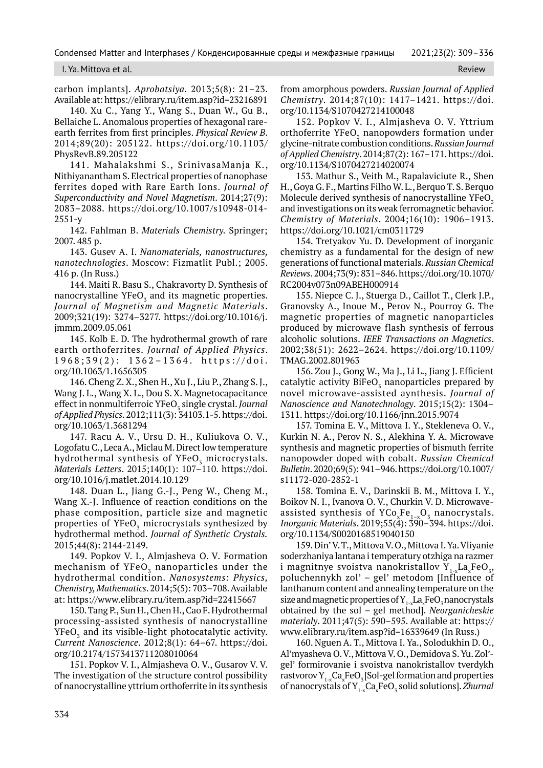carbon implants]. *Aprobatsiya*. 2013;5(8): 21–23. Available at: https://elibrary.ru/item.asp?id=23216891

140. Xu C., Yang Y., Wang S., Duan W., Gu B., Bellaiche L. Anomalous properties of hexagonal rare-earth ferrites from first principles. *Physical Review B*. 2014;89(20): 205122. https://doi.org/10.1103/PhysRevB.89.205122

141. Mahalakshmi S., SrinivasaManja K., Nithiyanantham S. Electrical properties of nanophase ferrites doped with Rare Earth Ions. *Journal of Superconductivity and Novel Magnetism*. 2014;27(9): 2083–2088. https://doi.org/10.1007/s10948-014-2551-y

142. Fahlman B. *Materials Chemistry*. Springer; 2007. 485 p.

143. Gusev A. I. *Nanomaterials, nanostructures, nanotechnologies*. Moscow: Fizmatlit Publ.; 2005. 416 p. (In Russ.)

144. Maiti R. Basu S., Chakravorty D. Synthesis of nanocrystalline $YFeO_3$ and its magnetic properties. *Journal of Magnetism and Magnetic Materials*. 2009;321(19): 3274–3277. https://doi.org/10.1016/j.jmmm.2009.05.061

145. Kolb E. D. The hydrothermal growth of rare earth orthoferrites. *Journal of Applied Physics*. 1968;39(2): 1362–1364. https://doi.org/10.1063/1.1656305

146. Cheng Z. X., Shen H., Xu J., Liu P., Zhang S. J., Wang J. L., Wang X. L., Dou S. X. Magnetocapacitance effect in nonmultiferroic $YFeO_3$ single crystal. *Journal of Applied Physics*. 2012;111(3): 34103.1-5. https://doi.org/10.1063/1.3681294

147. Racu A. V., Ursu D. H., Kuliukova O. V., Logofatu C., Leca A., Miclau M. Direct low temperature hydrothermal synthesis of $YFeO_3$ microcrystals. *Materials Letters*. 2015;140(1): 107–110. https://doi.org/10.1016/j.matlet.2014.10.129

148. Duan L., Jiang G.-J., Peng W., Cheng M., Wang X.-J. Influence of reaction conditions on the phase composition, particle size and magnetic properties of $YFeO_3$ microcrystals synthesized by hydrothermal method. *Journal of Synthetic Crystals.* 2015;44(8): 2144-2149.

149. Popkov V. I., Almjasheva O. V. Formation mechanism of $YFeO_3$ nanoparticles under the hydrothermal condition. *Nanosystems: Physics, Chemistry, Mathematics*. 2014;5(5): 703–708. Available at: https://www.elibrary.ru/item.asp?id=22415667

150. Tang P., Sun H., Chen H., Cao F. Hydrothermal processing-assisted synthesis of nanocrystalline $YFeO_3$ and its visible-light photocatalytic activity. *Current Nanoscience*. 2012;8(1): 64–67. https://doi.org/10.2174/1573413711208010064

151. Popkov V. I., Almjasheva O. V., Gusarov V. V. The investigation of the structure control possibility of nanocrystalline yttrium orthoferrite in its synthesis from amorphous powders. *Russian Journal of Applied Chemistry*. 2014;87(10): 1417–1421. https://doi.org/10.1134/S1070427214100048

152. Popkov V. I., Almjasheva O. V. Yttrium orthoferrite $YFeO_3$ nanopowders formation under glycine-nitrate combustion conditions. *Russian Journal of Applied Chemistry*. 2014;87(2): 167–171. https://doi.org/10.1134/S1070427214020074

153. Mathur S., Veith M., Rapalaviciute R., Shen H., Goya G. F., Martins Filho W. L., Berquo T. S. Berquo Molecule derived synthesis of nanocrystalline $YFeO_3$ and investigations on its weak ferromagnetic behavior. *Chemistry of Materials*. 2004;16(10): 1906–1913. https://doi.org/10.1021/cm0311729

154. Tretyakov Yu. D. Development of inorganic chemistry as a fundamental for the design of new generations of functional materials. *Russian Chemical Reviews*. 2004;73(9): 831–846. https://doi.org/10.1070/RC2004v073n09ABEH000914

155. Niepce C. J., Stuerga D., Caillot T., Clerk J.P., Granovsky A., Inoue M., Perov N., Pourroy G. The magnetic properties of magnetic nanoparticles produced by microwave flash synthesis of ferrous alcoholic solutions. *IEEE Transactions on Magnetics*. 2002;38(51): 2622–2624. https://doi.org/10.1109/TMAG.2002.801963

156. Zou J., Gong W., Ma J., Li L., Jiang J. Efficient catalytic activity $BiFeO_3$ nanoparticles prepared by novel microwave-assisted aynthesis. *Journal of Nanoscience and Nanotechnology*. 2015;15(2): 1304–1311. https://doi.org/10.1166/jnn.2015.9074

157. Tomina E. V., Mittova I. Y., Stekleneva O. V., Kurkin N. A., Perov N. S., Alekhina Y. A. Microwave synthesis and magnetic properties of bismuth ferrite nanopowder doped with cobalt. *Russian Chemical Bulletin*. 2020;69(5): 941–946. https://doi.org/10.1007/s11172-020-2852-1

158. Tomina E. V., Darinskii B. M., Mittova I. Y., Boikov N. I., Ivanova O. V., Churkin V. D. Microwave-assisted synthesis of $YCo_xFe_{1-x}O_3$ nanocrystals. *Inorganic Materials*. 2019;55(4): 390–394. https://doi.org/10.1134/S0020168519040150

159. Din' V. T., Mittova V. O., Mittova I. Ya. Vliyanie soderzhaniya lantana i temperatury otzhiga na razmer i magnitnye svoistva nanokristallov $Y_{1-x}La_xFeO_3$, poluchennykh zol' – gel' metodom [Influence of lanthanum content and annealing temperature on the size and magnetic properties of $Y_{1-x}La_xFeO_3$ nanocrystals obtained by the sol – gel method]. *Neorganicheskie materialy*. 2011;47(5): 590–595. Available at: https://www.elibrary.ru/item.asp?id=16339649 (In Russ.)

160. Nguen A. T., Mittova I. Ya., Solodukhin D. O., Al'myasheva O. V., Mittova V. O., Demidova S. Yu. Zol'-gel' formirovanie i svoistva nanokristallov tverdykh rastvorov $Y_{1-x}Ca_xFeO_3$ [Sol-gel formation and properties of nanocrystals of $Y_{1-x}Ca_xFeO_3$ solid solutions]. *Zhurnal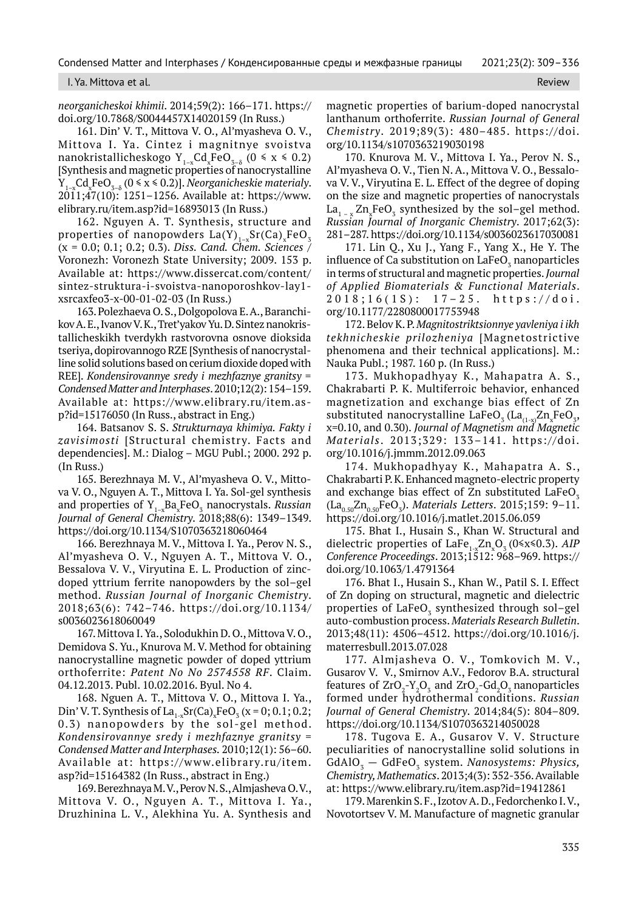*neorganicheskoi khimii*. 2014;59(2): 166–171. https://doi.org/10.7868/S0044457X14020159 (In Russ.)

161. Din' V. T., Mittova V. O., Al'myasheva O. V., Mittova I. Ya. Cintez i magnitnye svoistva nanokristallicheskogo $Y_{1-x}Cd_xFeO_{3-\delta}$ ($0 \leq x \leq 0.2$) [Synthesis and magnetic properties of nanocrystalline $Y_{1-x}Cd_xFeO_{3-\delta}$ ($0 \leq x \leq 0.2$)]. *Neorganicheskie materialy*. 2011;47(10): 1251–1256. Available at: https://www.elibrary.ru/item.asp?id=16893013 (In Russ.)

162. Nguyen A. T. Synthesis, structure and properties of nanopowders $La(Y)_{1-x}Sr(Ca)_xFeO_3$ (x = 0.0; 0.1; 0.2; 0.3). *Diss. Cand. Chem. Sciences* / Voronezh: Voronezh State University; 2009. 153 p. Available at: https://www.dissercat.com/content/sintez-struktura-i-svoistva-nanoporoshkov-lay1-xsrcaxfeo3-x-00-01-02-03 (In Russ.)

163. Polezhaeva O. S., Dolgopolova E. A., Baranchikov A. E., Ivanov V. K., Tret'yakov Yu. D. Sintez nanokristallicheskikh tverdykh rastvorovna osnove dioksida tseriya, dopirovannogo RZE [Synthesis of nanocrystalline solid solutions based on cerium dioxide doped with REE]. *Kondensirovannye sredy i mezhfaznye granitsy = Condensed Matter and Interphases*. 2010;12(2): 154–159. Available at: https://www.elibrary.ru/item.asp?id=15176050 (In Russ., abstract in Eng.)

164. Batsanov S. S. *Strukturnaya khimiya. Fakty i zavisimosti* [Structural chemistry. Facts and dependencies]. M.: Dialog – MGU Publ.; 2000. 292 p. (In Russ.)

165. Berezhnaya M. V., Al'myasheva O. V., Mittova V. O., Nguyen A. T., Mittova I. Ya. Sol-gel synthesis and properties of $Y_{1-x}Ba_xFeO_3$ nanocrystals. *Russian Journal of General Chemistry*. 2018;88(6): 1349–1349. https://doi.org/10.1134/S1070363218060464

166. Berezhnaya M. V., Mittova I. Ya., Perov N. S., Al'myasheva O. V., Nguyen A. T., Mittova V. O., Bessalova V. V., Viryutina E. L. Production of zinc-doped yttrium ferrite nanopowders by the sol–gel method. *Russian Journal of Inorganic Chemistry*. 2018;63(6): 742–746. https://doi.org/10.1134/s0036023618060049

167. Mittova I. Ya., Solodukhin D. O., Mittova V. O., Demidova S. Yu., Knurova M. V. Method for obtaining nanocrystalline magnetic powder of doped yttrium orthoferrite: *Patent No No 2574558 RF*. Claim. 04.12.2013. Publ. 10.02.2016. Byul. No 4.

168. Nguen A. T., Mittova V. O., Mittova I. Ya., Din' V. T. Synthesis of $La_{1-x}Sr(Ca)_xFeO_3$ (x = 0; 0.1; 0.2; 0.3) nanopowders by the sol-gel method. *Kondensirovannye sredy i mezhfaznye granitsy = Condensed Matter and Interphases*. 2010;12(1): 56–60. Available at: https://www.elibrary.ru/item.asp?id=15164382 (In Russ., abstract in Eng.)

169. Berezhnaya M. V., Perov N. S., Almjasheva O. V., Mittova V. O., Nguyen A. T., Mittova I. Ya., Druzhinina L. V., Alekhina Yu. A. Synthesis and magnetic properties of barium-doped nanocrystal lanthanum orthoferrite. *Russian Journal of General Chemistry*. 2019;89(3): 480–485. https://doi.org/10.1134/s1070363219030198

170. Knurova M. V., Mittova I. Ya., Perov N. S., Al'myasheva O. V., Tien N. A., Mittova V. O., Bessalova V. V., Viryutina E. L. Effect of the degree of doping on the size and magnetic properties of nanocrystals $La_{1-x}Zn_xFeO_3$ synthesized by the sol–gel method. *Russian Journal of Inorganic Chemistry*. 2017;62(3): 281–287. https://doi.org/10.1134/s0036023617030081

171. Lin Q., Xu J., Yang F., Yang X., He Y. The influence of Ca substitution on $LaFeO_3$ nanoparticles in terms of structural and magnetic properties. *Journal of Applied Biomaterials & Functional Materials*. 2018;16(1S): 17–25. https://doi.org/10.1177/2280800017753948

172. Belov K. P. *Magnitostriktsionnye yavleniya i ikh tekhnicheskie prilozheniya* [Magnetostrictive phenomena and their technical applications]. M.: Nauka Publ.; 1987. 160 p. (In Russ.)

173. Mukhopadhyay K., Mahapatra A. S., Chakrabarti P. K. Multiferroic behavior, enhanced magnetization and exchange bias effect of Zn substituted nanocrystalline $LaFeO_3$ ($La_{(1-x)}Zn_xFeO_3$, x=0.10, and 0.30). *Journal of Magnetism and Magnetic Materials*. 2013;329: 133–141. https://doi.org/10.1016/j.jmmm.2012.09.063

174. Mukhopadhyay K., Mahapatra A. S., Chakrabarti P. K. Enhanced magneto-electric property and exchange bias effect of Zn substituted $LaFeO_3$ ($La_{0.50}Zn_{0.50}FeO_3$). *Materials Letters*. 2015;159: 9–11. https://doi.org/10.1016/j.matlet.2015.06.059

175. Bhat I., Husain S., Khan W. Structural and dielectric properties of $LaFe_{1-x}Zn_xO_3$ ($0 \leq x \leq 0.3$). *AIP Conference Proceedings*. 2013;1512: 968–969. https://doi.org/10.1063/1.4791364

176. Bhat I., Husain S., Khan W., Patil S. I. Effect of Zn doping on structural, magnetic and dielectric properties of $LaFeO_3$ synthesized through sol–gel auto-combustion process. *Materials Research Bulletin*. 2013;48(11): 4506–4512. https://doi.org/10.1016/j.materresbull.2013.07.028

177. Almjasheva O. V., Tomkovich M. V., Gusarov V. V., Smirnov A.V., Fedorov B.A. structural features of $ZrO_2$-$Y_2O_3$ and $ZrO_2$-$Gd_2O_3$ nanoparticles formed under hydrothermal conditions. *Russian Journal of General Chemistry*. 2014;84(5): 804–809. https://doi.org/10.1134/S1070363214050028

178. Tugova E. A., Gusarov V. V. Structure peculiarities of nanocrystalline solid solutions in $GdAlO_3$ — $GdFeO_3$ system. *Nanosystems: Physics, Chemistry, Mathematics*. 2013;4(3): 352-356. Available at: https://www.elibrary.ru/item.asp?id=19412861

179. Marenkin S. F., Izotov A. D., Fedorchenko I. V., Novotortsev V. M. Manufacture of magnetic granular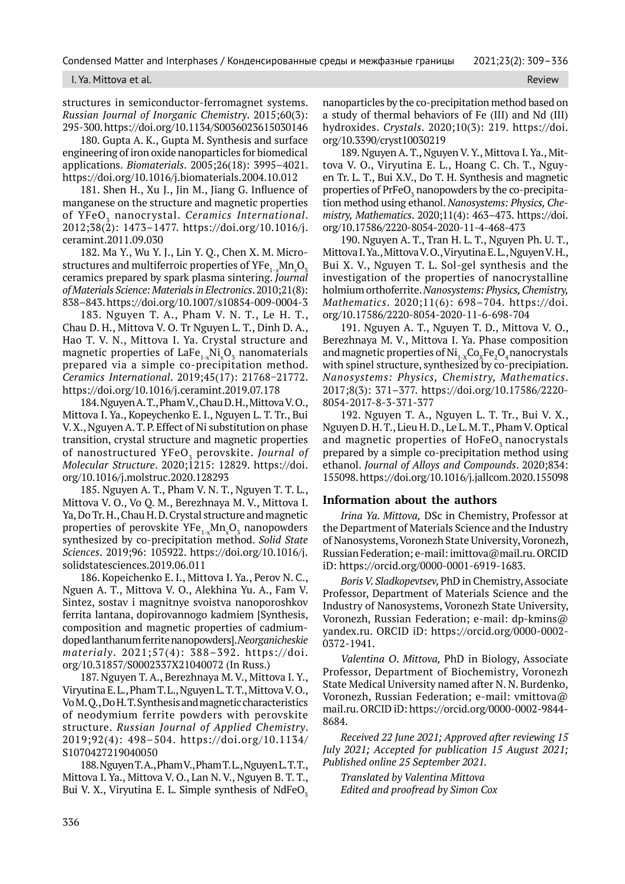structures in semiconductor-ferromagnet systems. *Russian Journal of Inorganic Chemistry*. 2015;60(3): 295-300. https://doi.org/10.1134/S0036023615030146

180. Gupta A. K., Gupta M. Synthesis and surface engineering of iron oxide nanoparticles for biomedical applications. *Biomaterials*. 2005;26(18): 3995–4021. https://doi.org/10.1016/j.biomaterials.2004.10.012

181. Shen H., Xu J., Jin M., Jiang G. Influence of manganese on the structure and magnetic properties of $YFeO_3$ nanocrystal. *Ceramics International*. 2012;38(2): 1473–1477. https://doi.org/10.1016/j.ceramint.2011.09.030

182. Ma Y., Wu Y. J., Lin Y. Q., Chen X. M. Microstructures and multiferroic properties of $YFe_{1-x}Mn_xO_3$ ceramics prepared by spark plasma sintering. *Journal of Materials Science: Materials in Electronics*. 2010;21(8): 838–843. https://doi.org/10.1007/s10854-009-0004-3

183. Nguyen T. A., Pham V. N. T., Le H. T., Chau D. H., Mittova V. O. Tr Nguyen L. T., Dinh D. A., Hao T. V. N., Mittova I. Ya. Crystal structure and magnetic properties of $LaFe_{1-x}Ni_xO_3$ nanomaterials prepared via a simple co-precipitation method. *Ceramics International*. 2019;45(17): 21768–21772. https://doi.org/10.1016/j.ceramint.2019.07.178

184. Nguyen A. T., Pham V., Chau D. H., Mittova V. O., Mittova I. Ya., Kopeychenko E. I., Nguyen L. T. Tr., Bui V. X., Nguyen A. T. P. Effect of Ni substitution on phase transition, crystal structure and magnetic properties of nanostructured $YFeO_3$ perovskite. *Journal of Molecular Structure*. 2020;1215: 12829. https://doi.org/10.1016/j.molstruc.2020.128293

185. Nguyen A. T., Pham V. N. T., Nguyen T. T. L., Mittova V. O., Vo Q. M., Berezhnaya M. V., Mittova I. Ya, Do Tr. H., Chau H. D. Crystal structure and magnetic properties of perovskite $YFe_{1-x}Mn_xO_3$ nanopowders synthesized by co-precipitation method. *Solid State Sciences*. 2019;96: 105922. https://doi.org/10.1016/j.solidstatesciences.2019.06.011

186. Kopeichenko E. I., Mittova I. Ya., Perov N. C., Nguen A. T., Mittova V. O., Alekhina Yu. A., Fam V. Sintez, sostav i magnitnye svoistva nanoporoshkov ferrita lantana, dopirovannogo kadmiem [Synthesis, composition and magnetic properties of cadmium-doped lanthanum ferrite nanopowders]. *Neorganicheskie materialy*. 2021;57(4): 388–392. https://doi.org/10.31857/S0002337X21040072 (In Russ.)

187. Nguyen T. A., Berezhnaya M. V., Mittova I. Y., Viryutina E. L., Pham T. L., Nguyen L. T. T., Mittova V. O., Vo M. Q., Do H. T. Synthesis and magnetic characteristics of neodymium ferrite powders with perovskite structure. *Russian Journal of Applied Chemistry*. 2019;92(4): 498–504. https://doi.org/10.1134/S1070427219040050

188. Nguyen T. A., Pham V., Pham T. L., Nguyen L. T. T., Mittova I. Ya., Mittova V. O., Lan N. V., Nguyen B. T. T., Bui V. X., Viryutina E. L. Simple synthesis of $NdFeO_3$ nanoparticles by the co-precipitation method based on a study of thermal behaviors of Fe (III) and Nd (III) hydroxides. *Crystals*. 2020;10(3): 219. https://doi.org/10.3390/cryst10030219

189. Nguyen A. T., Nguyen V. Y., Mittova I. Ya., Mittova V. O., Viryutina E. L., Hoang C. Ch. T., Nguyen Tr. L. T., Bui X.V., Do T. H. Synthesis and magnetic properties of $PrFeO_3$ nanopowders by the co-precipitation method using ethanol. *Nanosystems: Physics, Chemistry, Mathematics*. 2020;11(4): 463–473. https://doi.org/10.17586/2220-8054-2020-11-4-468-473

190. Nguyen A. T., Tran H. L. T., Nguyen Ph. U. T., Mittova I. Ya., Mittova V. O., Viryutina E. L., Nguyen V. H., Bui X. V., Nguyen T. L. Sol-gel synthesis and the investigation of the properties of nanocrystalline holmium orthoferrite. *Nanosystems: Physics, Chemistry, Mathematics*. 2020;11(6): 698–704. https://doi.org/10.17586/2220-8054-2020-11-6-698-704

191. Nguyen A. T., Nguyen T. D., Mittova V. O., Berezhnaya M. V., Mittova I. Ya. Phase composition and magnetic properties of $Ni_{1-X}Co_XFe_2O_4$ nanocrystals with spinel structure, synthesized by co-precipiation. *Nanosystems: Physics, Chemistry, Mathematics*. 2017;8(3): 371–377. https://doi.org/10.17586/2220-8054-2017-8-3-371-377

192. Nguyen T. A., Nguyen L. T. Tr., Bui V. X., Nguyen D. H. T., Lieu H. D., Le L. M. T., Pham V. Optical and magnetic properties of $HoFeO_3$ nanocrystals prepared by a simple co-precipitation method using ethanol. *Journal of Alloys and Compounds*. 2020;834: 155098. https://doi.org/10.1016/j.jallcom.2020.155098

## Information about the authors

*Irina Ya. Mittova,* DSc in Chemistry, Professor at the Department of Materials Science and the Industry of Nanosystems, Voronezh State University, Voronezh, Russian Federation; e-mail: imittova@mail.ru. ORCID iD: https://orcid.org/0000-0001-6919-1683.

*Boris V. Sladkopevtsev,* PhD in Chemistry, Associate Professor, Department of Materials Science and the Industry of Nanosystems, Voronezh State University, Voronezh, Russian Federation; e-mail: dp-kmins@yandex.ru. ORCID iD: https://orcid.org/0000-0002-0372-1941.

*Valentina O. Mittova,* PhD in Biology, Associate Professor, Department of Biochemistry, Voronezh State Medical University named after N. N. Burdenko, Voronezh, Russian Federation; e-mail: vmittova@mail.ru. ORCID iD: https://orcid.org/0000-0002-9844-8684.

*Received 22 June 2021; Approved after reviewing 15 July 2021; Accepted for publication 15 August 2021; Published online 25 September 2021.*

*Translated by Valentina Mittova*
*Edited and proofread by Simon Cox*